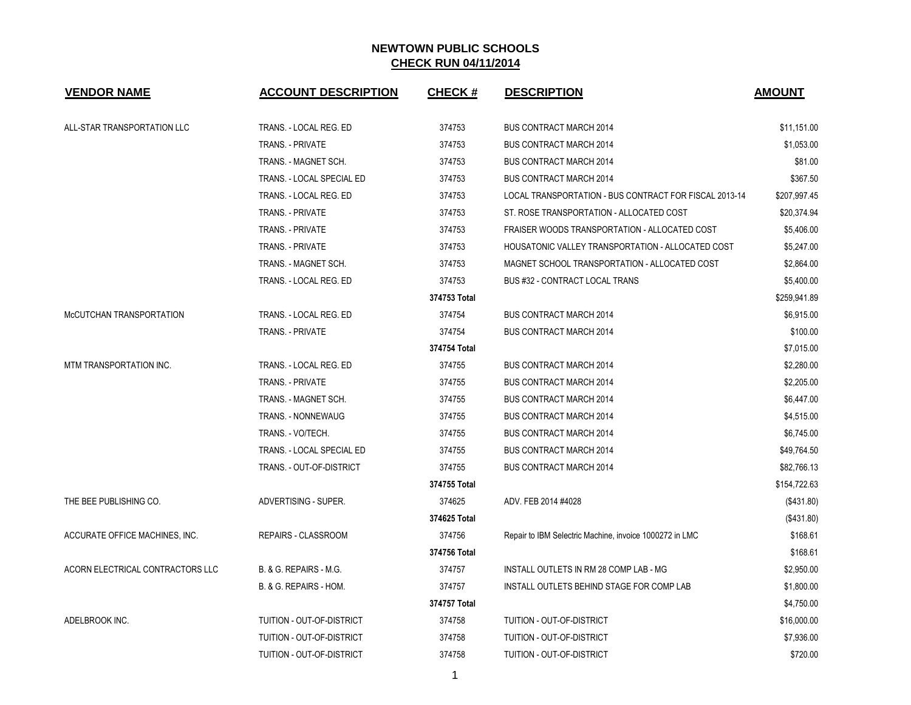# NEWTOWN PUBLIC SCHOOLS

## CHECK RUN 04/11/2014

| VENDOR NAME | ACCOUNT DESCRIPTION | CHECK # | DESCRIPTION | AMOUNT |
|---|---|---|---|---|
| ALL-STAR TRANSPORTATION LLC | TRANS. - LOCAL REG. ED | 374753 | BUS CONTRACT MARCH 2014 | $11,151.00 |
| | TRANS. - PRIVATE | 374753 | BUS CONTRACT MARCH 2014 | $1,053.00 |
| | TRANS. - MAGNET SCH. | 374753 | BUS CONTRACT MARCH 2014 | $81.00 |
| | TRANS. - LOCAL SPECIAL ED | 374753 | BUS CONTRACT MARCH 2014 | $367.50 |
| | TRANS. - LOCAL REG. ED | 374753 | LOCAL TRANSPORTATION - BUS CONTRACT FOR FISCAL 2013-14 | $207,997.45 |
| | TRANS. - PRIVATE | 374753 | ST. ROSE TRANSPORTATION - ALLOCATED COST | $20,374.94 |
| | TRANS. - PRIVATE | 374753 | FRAISER WOODS TRANSPORTATION - ALLOCATED COST | $5,406.00 |
| | TRANS. - PRIVATE | 374753 | HOUSATONIC VALLEY TRANSPORTATION - ALLOCATED COST | $5,247.00 |
| | TRANS. - MAGNET SCH. | 374753 | MAGNET SCHOOL TRANSPORTATION - ALLOCATED COST | $2,864.00 |
| | TRANS. - LOCAL REG. ED | 374753 | BUS #32 - CONTRACT LOCAL TRANS | $5,400.00 |
| | | **374753 Total** | | $259,941.89 |
| McCUTCHAN TRANSPORTATION | TRANS. - LOCAL REG. ED | 374754 | BUS CONTRACT MARCH 2014 | $6,915.00 |
| | TRANS. - PRIVATE | 374754 | BUS CONTRACT MARCH 2014 | $100.00 |
| | | **374754 Total** | | $7,015.00 |
| MTM TRANSPORTATION INC. | TRANS. - LOCAL REG. ED | 374755 | BUS CONTRACT MARCH 2014 | $2,280.00 |
| | TRANS. - PRIVATE | 374755 | BUS CONTRACT MARCH 2014 | $2,205.00 |
| | TRANS. - MAGNET SCH. | 374755 | BUS CONTRACT MARCH 2014 | $6,447.00 |
| | TRANS. - NONNEWAUG | 374755 | BUS CONTRACT MARCH 2014 | $4,515.00 |
| | TRANS. - VO/TECH. | 374755 | BUS CONTRACT MARCH 2014 | $6,745.00 |
| | TRANS. - LOCAL SPECIAL ED | 374755 | BUS CONTRACT MARCH 2014 | $49,764.50 |
| | TRANS. - OUT-OF-DISTRICT | 374755 | BUS CONTRACT MARCH 2014 | $82,766.13 |
| | | **374755 Total** | | $154,722.63 |
| THE BEE PUBLISHING CO. | ADVERTISING - SUPER. | 374625 | ADV. FEB 2014 #4028 | ($431.80) |
| | | **374625 Total** | | ($431.80) |
| ACCURATE OFFICE MACHINES, INC. | REPAIRS - CLASSROOM | 374756 | Repair to IBM Selectric Machine, invoice 1000272 in LMC | $168.61 |
| | | **374756 Total** | | $168.61 |
| ACORN ELECTRICAL CONTRACTORS LLC | B. & G. REPAIRS - M.G. | 374757 | INSTALL OUTLETS IN RM 28 COMP LAB - MG | $2,950.00 |
| | B. & G. REPAIRS - HOM. | 374757 | INSTALL OUTLETS BEHIND STAGE FOR COMP LAB | $1,800.00 |
| | | **374757 Total** | | $4,750.00 |
| ADELBROOK INC. | TUITION - OUT-OF-DISTRICT | 374758 | TUITION - OUT-OF-DISTRICT | $16,000.00 |
| | TUITION - OUT-OF-DISTRICT | 374758 | TUITION - OUT-OF-DISTRICT | $7,936.00 |
| | TUITION - OUT-OF-DISTRICT | 374758 | TUITION - OUT-OF-DISTRICT | $720.00 |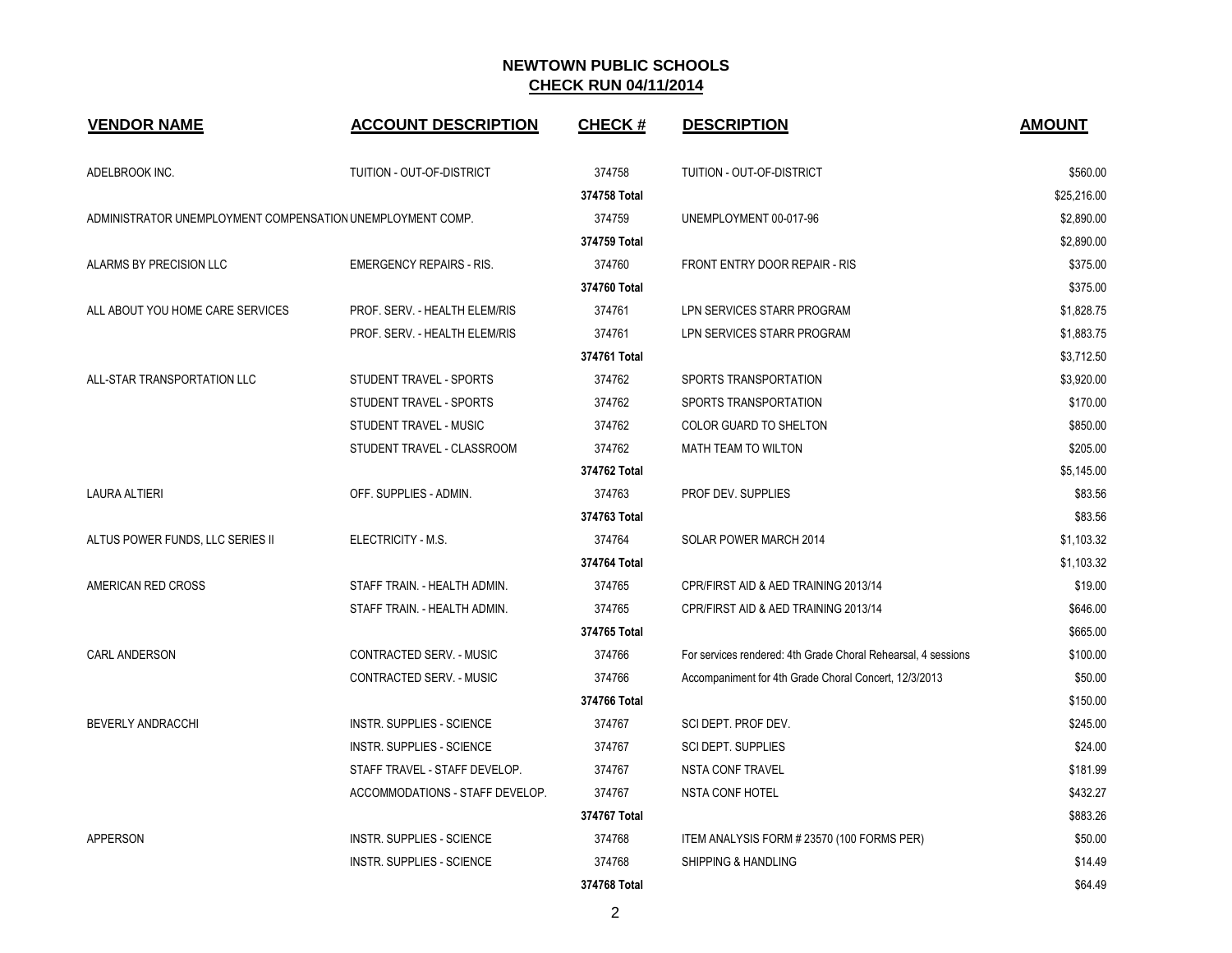## NEWTOWN PUBLIC SCHOOLS
## CHECK RUN 04/11/2014

| VENDOR NAME | ACCOUNT DESCRIPTION | CHECK # | DESCRIPTION | AMOUNT |
|---|---|---|---|---|
| ADELBROOK INC. | TUITION - OUT-OF-DISTRICT | 374758 | TUITION - OUT-OF-DISTRICT | $560.00 |
| | | 374758 Total | | $25,216.00 |
| ADMINISTRATOR UNEMPLOYMENT COMPENSATION | UNEMPLOYMENT COMP. | 374759 | UNEMPLOYMENT 00-017-96 | $2,890.00 |
| | | 374759 Total | | $2,890.00 |
| ALARMS BY PRECISION LLC | EMERGENCY REPAIRS - RIS. | 374760 | FRONT ENTRY DOOR REPAIR - RIS | $375.00 |
| | | 374760 Total | | $375.00 |
| ALL ABOUT YOU HOME CARE SERVICES | PROF. SERV. - HEALTH ELEM/RIS | 374761 | LPN SERVICES STARR PROGRAM | $1,828.75 |
| | PROF. SERV. - HEALTH ELEM/RIS | 374761 | LPN SERVICES STARR PROGRAM | $1,883.75 |
| | | 374761 Total | | $3,712.50 |
| ALL-STAR TRANSPORTATION LLC | STUDENT TRAVEL - SPORTS | 374762 | SPORTS TRANSPORTATION | $3,920.00 |
| | STUDENT TRAVEL - SPORTS | 374762 | SPORTS TRANSPORTATION | $170.00 |
| | STUDENT TRAVEL - MUSIC | 374762 | COLOR GUARD TO SHELTON | $850.00 |
| | STUDENT TRAVEL - CLASSROOM | 374762 | MATH TEAM TO WILTON | $205.00 |
| | | 374762 Total | | $5,145.00 |
| LAURA ALTIERI | OFF. SUPPLIES - ADMIN. | 374763 | PROF DEV. SUPPLIES | $83.56 |
| | | 374763 Total | | $83.56 |
| ALTUS POWER FUNDS, LLC SERIES II | ELECTRICITY - M.S. | 374764 | SOLAR POWER MARCH 2014 | $1,103.32 |
| | | 374764 Total | | $1,103.32 |
| AMERICAN RED CROSS | STAFF TRAIN. - HEALTH ADMIN. | 374765 | CPR/FIRST AID & AED TRAINING 2013/14 | $19.00 |
| | STAFF TRAIN. - HEALTH ADMIN. | 374765 | CPR/FIRST AID & AED TRAINING 2013/14 | $646.00 |
| | | 374765 Total | | $665.00 |
| CARL ANDERSON | CONTRACTED SERV. - MUSIC | 374766 | For services rendered: 4th Grade Choral Rehearsal, 4 sessions | $100.00 |
| | CONTRACTED SERV. - MUSIC | 374766 | Accompaniment for 4th Grade Choral Concert, 12/3/2013 | $50.00 |
| | | 374766 Total | | $150.00 |
| BEVERLY ANDRACCHI | INSTR. SUPPLIES - SCIENCE | 374767 | SCI DEPT. PROF DEV. | $245.00 |
| | INSTR. SUPPLIES - SCIENCE | 374767 | SCI DEPT. SUPPLIES | $24.00 |
| | STAFF TRAVEL - STAFF DEVELOP. | 374767 | NSTA CONF TRAVEL | $181.99 |
| | ACCOMMODATIONS - STAFF DEVELOP. | 374767 | NSTA CONF HOTEL | $432.27 |
| | | 374767 Total | | $883.26 |
| APPERSON | INSTR. SUPPLIES - SCIENCE | 374768 | ITEM ANALYSIS FORM # 23570 (100 FORMS PER) | $50.00 |
| | INSTR. SUPPLIES - SCIENCE | 374768 | SHIPPING & HANDLING | $14.49 |
| | | 374768 Total | | $64.49 |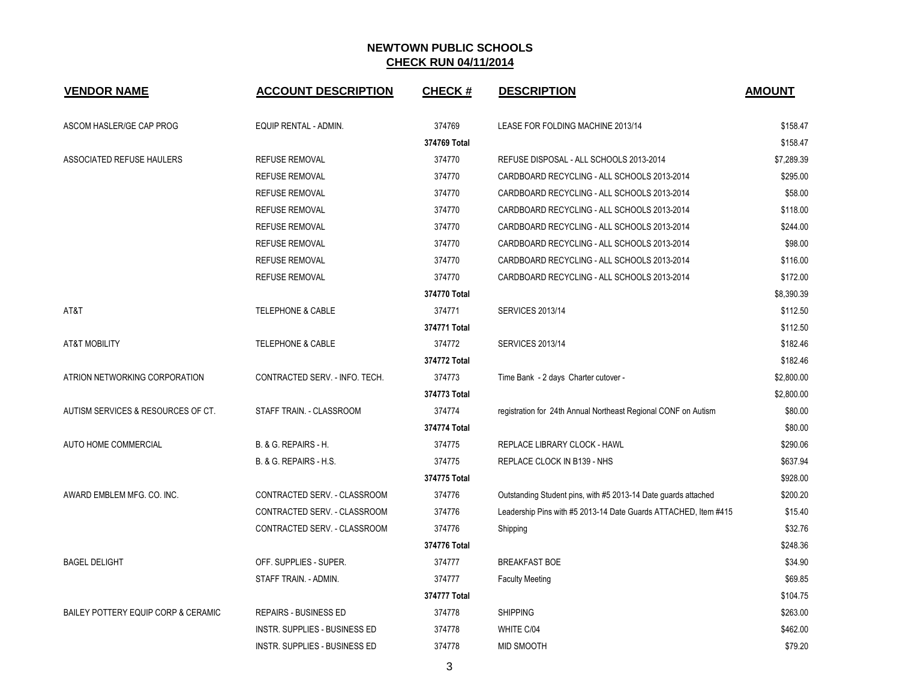# NEWTOWN PUBLIC SCHOOLS

## CHECK RUN 04/11/2014

| VENDOR NAME | ACCOUNT DESCRIPTION | CHECK # | DESCRIPTION | AMOUNT |
|---|---|---|---|---|
| ASCOM HASLER/GE CAP PROG | EQUIP RENTAL - ADMIN. | 374769 | LEASE FOR FOLDING MACHINE 2013/14 | $158.47 |
| | | **374769 Total** | | $158.47 |
| ASSOCIATED REFUSE HAULERS | REFUSE REMOVAL | 374770 | REFUSE DISPOSAL - ALL SCHOOLS 2013-2014 | $7,289.39 |
| | REFUSE REMOVAL | 374770 | CARDBOARD RECYCLING - ALL SCHOOLS 2013-2014 | $295.00 |
| | REFUSE REMOVAL | 374770 | CARDBOARD RECYCLING - ALL SCHOOLS 2013-2014 | $58.00 |
| | REFUSE REMOVAL | 374770 | CARDBOARD RECYCLING - ALL SCHOOLS 2013-2014 | $118.00 |
| | REFUSE REMOVAL | 374770 | CARDBOARD RECYCLING - ALL SCHOOLS 2013-2014 | $244.00 |
| | REFUSE REMOVAL | 374770 | CARDBOARD RECYCLING - ALL SCHOOLS 2013-2014 | $98.00 |
| | REFUSE REMOVAL | 374770 | CARDBOARD RECYCLING - ALL SCHOOLS 2013-2014 | $116.00 |
| | REFUSE REMOVAL | 374770 | CARDBOARD RECYCLING - ALL SCHOOLS 2013-2014 | $172.00 |
| | | **374770 Total** | | $8,390.39 |
| AT&T | TELEPHONE & CABLE | 374771 | SERVICES 2013/14 | $112.50 |
| | | **374771 Total** | | $112.50 |
| AT&T MOBILITY | TELEPHONE & CABLE | 374772 | SERVICES 2013/14 | $182.46 |
| | | **374772 Total** | | $182.46 |
| ATRION NETWORKING CORPORATION | CONTRACTED SERV. - INFO. TECH. | 374773 | Time Bank - 2 days Charter cutover - | $2,800.00 |
| | | **374773 Total** | | $2,800.00 |
| AUTISM SERVICES & RESOURCES OF CT. | STAFF TRAIN. - CLASSROOM | 374774 | registration for 24th Annual Northeast Regional CONF on Autism | $80.00 |
| | | **374774 Total** | | $80.00 |
| AUTO HOME COMMERCIAL | B. & G. REPAIRS - H. | 374775 | REPLACE LIBRARY CLOCK - HAWL | $290.06 |
| | B. & G. REPAIRS - H.S. | 374775 | REPLACE CLOCK IN B139 - NHS | $637.94 |
| | | **374775 Total** | | $928.00 |
| AWARD EMBLEM MFG. CO. INC. | CONTRACTED SERV. - CLASSROOM | 374776 | Outstanding Student pins, with #5 2013-14 Date guards attached | $200.20 |
| | CONTRACTED SERV. - CLASSROOM | 374776 | Leadership Pins with #5 2013-14 Date Guards ATTACHED, Item #415 | $15.40 |
| | CONTRACTED SERV. - CLASSROOM | 374776 | Shipping | $32.76 |
| | | **374776 Total** | | $248.36 |
| BAGEL DELIGHT | OFF. SUPPLIES - SUPER. | 374777 | BREAKFAST BOE | $34.90 |
| | STAFF TRAIN. - ADMIN. | 374777 | Faculty Meeting | $69.85 |
| | | **374777 Total** | | $104.75 |
| BAILEY POTTERY EQUIP CORP & CERAMIC | REPAIRS - BUSINESS ED | 374778 | SHIPPING | $263.00 |
| | INSTR. SUPPLIES - BUSINESS ED | 374778 | WHITE C/04 | $462.00 |
| | INSTR. SUPPLIES - BUSINESS ED | 374778 | MID SMOOTH | $79.20 |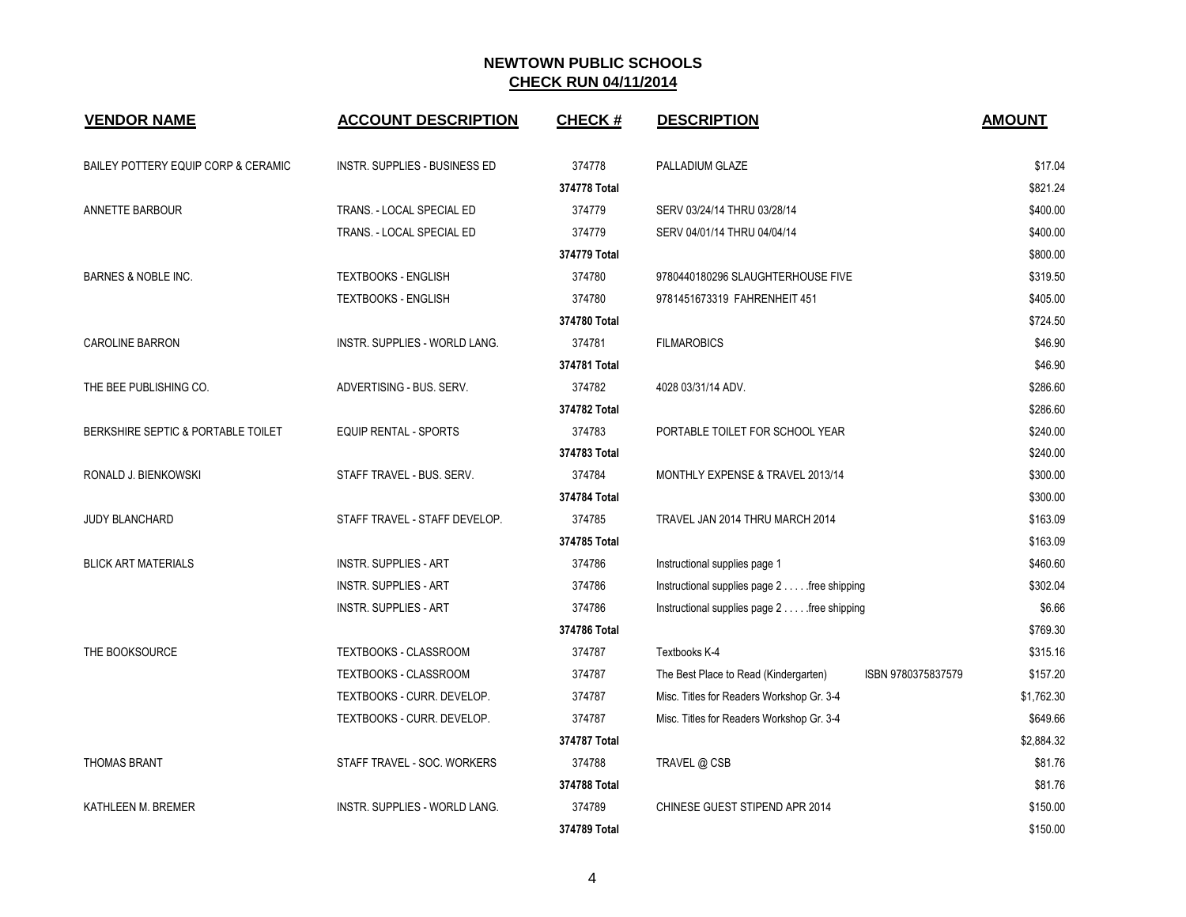## NEWTOWN PUBLIC SCHOOLS
## CHECK RUN 04/11/2014

| VENDOR NAME | ACCOUNT DESCRIPTION | CHECK # | DESCRIPTION | | AMOUNT |
|---|---|---|---|---|---|
| BAILEY POTTERY EQUIP CORP & CERAMIC | INSTR. SUPPLIES - BUSINESS ED | 374778 | PALLADIUM GLAZE | | $17.04 |
| | | 374778 Total | | | $821.24 |
| ANNETTE BARBOUR | TRANS. - LOCAL SPECIAL ED | 374779 | SERV 03/24/14 THRU 03/28/14 | | $400.00 |
| | TRANS. - LOCAL SPECIAL ED | 374779 | SERV 04/01/14 THRU 04/04/14 | | $400.00 |
| | | 374779 Total | | | $800.00 |
| BARNES & NOBLE INC. | TEXTBOOKS - ENGLISH | 374780 | 9780440180296 SLAUGHTERHOUSE FIVE | | $319.50 |
| | TEXTBOOKS - ENGLISH | 374780 | 9781451673319 FAHRENHEIT 451 | | $405.00 |
| | | 374780 Total | | | $724.50 |
| CAROLINE BARRON | INSTR. SUPPLIES - WORLD LANG. | 374781 | FILMAROBICS | | $46.90 |
| | | 374781 Total | | | $46.90 |
| THE BEE PUBLISHING CO. | ADVERTISING - BUS. SERV. | 374782 | 4028 03/31/14 ADV. | | $286.60 |
| | | 374782 Total | | | $286.60 |
| BERKSHIRE SEPTIC & PORTABLE TOILET | EQUIP RENTAL - SPORTS | 374783 | PORTABLE TOILET FOR SCHOOL YEAR | | $240.00 |
| | | 374783 Total | | | $240.00 |
| RONALD J. BIENKOWSKI | STAFF TRAVEL - BUS. SERV. | 374784 | MONTHLY EXPENSE & TRAVEL 2013/14 | | $300.00 |
| | | 374784 Total | | | $300.00 |
| JUDY BLANCHARD | STAFF TRAVEL - STAFF DEVELOP. | 374785 | TRAVEL JAN 2014 THRU MARCH 2014 | | $163.09 |
| | | 374785 Total | | | $163.09 |
| BLICK ART MATERIALS | INSTR. SUPPLIES - ART | 374786 | Instructional supplies page 1 | | $460.60 |
| | INSTR. SUPPLIES - ART | 374786 | Instructional supplies page 2 . . . . .free shipping | | $302.04 |
| | INSTR. SUPPLIES - ART | 374786 | Instructional supplies page 2 . . . . .free shipping | | $6.66 |
| | | 374786 Total | | | $769.30 |
| THE BOOKSOURCE | TEXTBOOKS - CLASSROOM | 374787 | Textbooks K-4 | | $315.16 |
| | TEXTBOOKS - CLASSROOM | 374787 | The Best Place to Read (Kindergarten) | ISBN 9780375837579 | $157.20 |
| | TEXTBOOKS - CURR. DEVELOP. | 374787 | Misc. Titles for Readers Workshop Gr. 3-4 | | $1,762.30 |
| | TEXTBOOKS - CURR. DEVELOP. | 374787 | Misc. Titles for Readers Workshop Gr. 3-4 | | $649.66 |
| | | 374787 Total | | | $2,884.32 |
| THOMAS BRANT | STAFF TRAVEL - SOC. WORKERS | 374788 | TRAVEL @ CSB | | $81.76 |
| | | 374788 Total | | | $81.76 |
| KATHLEEN M. BREMER | INSTR. SUPPLIES - WORLD LANG. | 374789 | CHINESE GUEST STIPEND APR 2014 | | $150.00 |
| | | 374789 Total | | | $150.00 |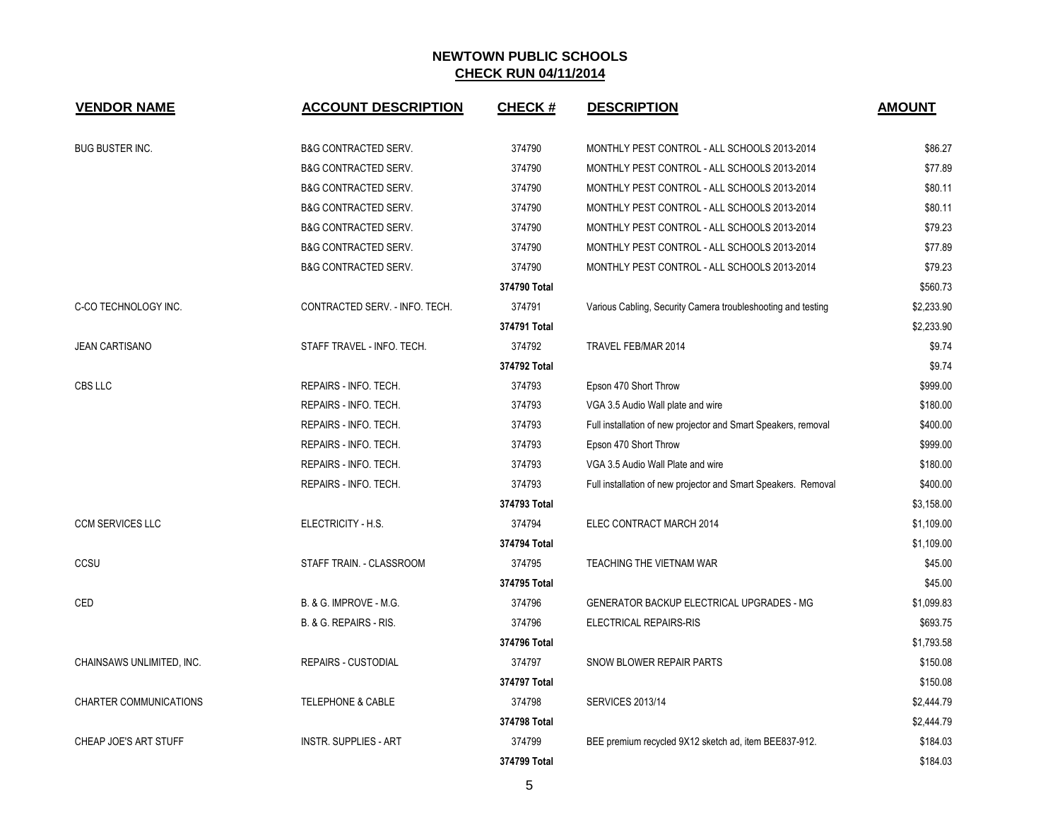# NEWTOWN PUBLIC SCHOOLS

## CHECK RUN 04/11/2014

| VENDOR NAME | ACCOUNT DESCRIPTION | CHECK # | DESCRIPTION | AMOUNT |
|---|---|---|---|---|
| BUG BUSTER INC. | B&G CONTRACTED SERV. | 374790 | MONTHLY PEST CONTROL - ALL SCHOOLS 2013-2014 | $86.27 |
| | B&G CONTRACTED SERV. | 374790 | MONTHLY PEST CONTROL - ALL SCHOOLS 2013-2014 | $77.89 |
| | B&G CONTRACTED SERV. | 374790 | MONTHLY PEST CONTROL - ALL SCHOOLS 2013-2014 | $80.11 |
| | B&G CONTRACTED SERV. | 374790 | MONTHLY PEST CONTROL - ALL SCHOOLS 2013-2014 | $80.11 |
| | B&G CONTRACTED SERV. | 374790 | MONTHLY PEST CONTROL - ALL SCHOOLS 2013-2014 | $79.23 |
| | B&G CONTRACTED SERV. | 374790 | MONTHLY PEST CONTROL - ALL SCHOOLS 2013-2014 | $77.89 |
| | B&G CONTRACTED SERV. | 374790 | MONTHLY PEST CONTROL - ALL SCHOOLS 2013-2014 | $79.23 |
| | | **374790 Total** | | $560.73 |
| C-CO TECHNOLOGY INC. | CONTRACTED SERV. - INFO. TECH. | 374791 | Various Cabling, Security Camera troubleshooting and testing | $2,233.90 |
| | | **374791 Total** | | $2,233.90 |
| JEAN CARTISANO | STAFF TRAVEL - INFO. TECH. | 374792 | TRAVEL FEB/MAR 2014 | $9.74 |
| | | **374792 Total** | | $9.74 |
| CBS LLC | REPAIRS - INFO. TECH. | 374793 | Epson 470 Short Throw | $999.00 |
| | REPAIRS - INFO. TECH. | 374793 | VGA 3.5 Audio Wall plate and wire | $180.00 |
| | REPAIRS - INFO. TECH. | 374793 | Full installation of new projector and Smart Speakers, removal | $400.00 |
| | REPAIRS - INFO. TECH. | 374793 | Epson 470 Short Throw | $999.00 |
| | REPAIRS - INFO. TECH. | 374793 | VGA 3.5 Audio Wall Plate and wire | $180.00 |
| | REPAIRS - INFO. TECH. | 374793 | Full installation of new projector and Smart Speakers. Removal | $400.00 |
| | | **374793 Total** | | $3,158.00 |
| CCM SERVICES LLC | ELECTRICITY - H.S. | 374794 | ELEC CONTRACT MARCH 2014 | $1,109.00 |
| | | **374794 Total** | | $1,109.00 |
| CCSU | STAFF TRAIN. - CLASSROOM | 374795 | TEACHING THE VIETNAM WAR | $45.00 |
| | | **374795 Total** | | $45.00 |
| CED | B. & G. IMPROVE - M.G. | 374796 | GENERATOR BACKUP ELECTRICAL UPGRADES - MG | $1,099.83 |
| | B. & G. REPAIRS - RIS. | 374796 | ELECTRICAL REPAIRS-RIS | $693.75 |
| | | **374796 Total** | | $1,793.58 |
| CHAINSAWS UNLIMITED, INC. | REPAIRS - CUSTODIAL | 374797 | SNOW BLOWER REPAIR PARTS | $150.08 |
| | | **374797 Total** | | $150.08 |
| CHARTER COMMUNICATIONS | TELEPHONE & CABLE | 374798 | SERVICES 2013/14 | $2,444.79 |
| | | **374798 Total** | | $2,444.79 |
| CHEAP JOE'S ART STUFF | INSTR. SUPPLIES - ART | 374799 | BEE premium recycled 9X12 sketch ad, item BEE837-912. | $184.03 |
| | | **374799 Total** | | $184.03 |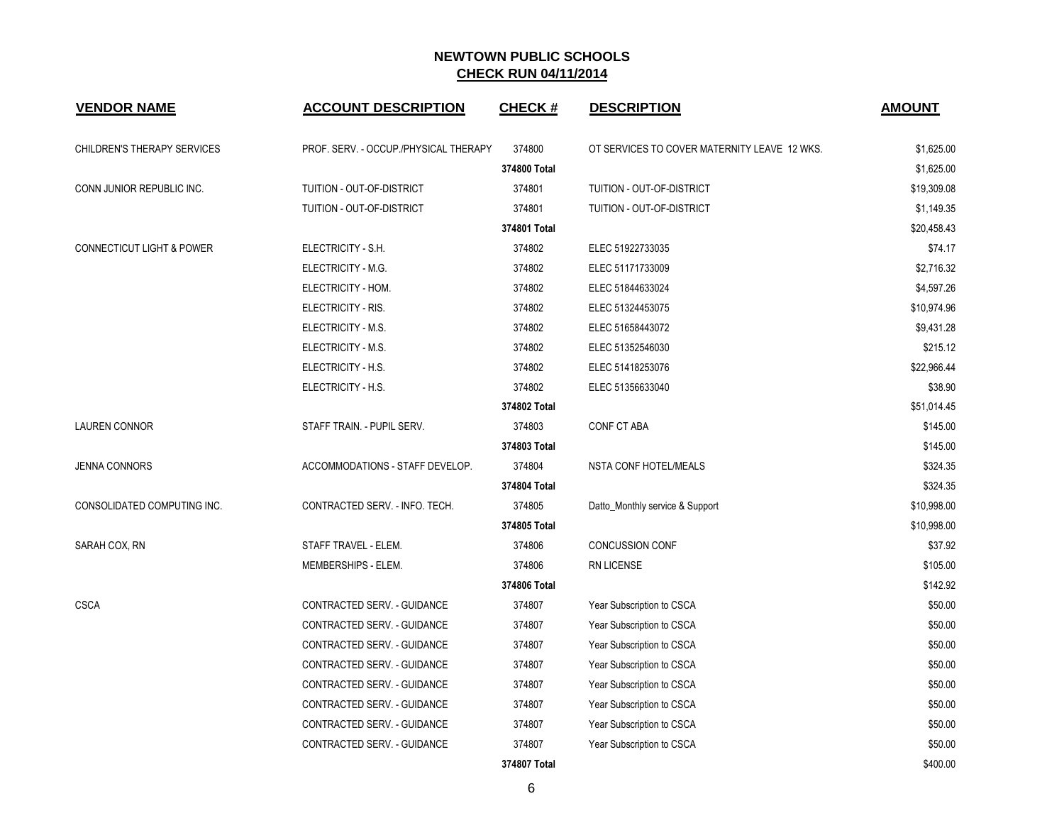# NEWTOWN PUBLIC SCHOOLS
## CHECK RUN 04/11/2014

| VENDOR NAME | ACCOUNT DESCRIPTION | CHECK # | DESCRIPTION | AMOUNT |
|---|---|---|---|---|
| CHILDREN'S THERAPY SERVICES | PROF. SERV. - OCCUP./PHYSICAL THERAPY | 374800 | OT SERVICES TO COVER MATERNITY LEAVE 12 WKS. | $1,625.00 |
| | | **374800 Total** | | $1,625.00 |
| CONN JUNIOR REPUBLIC INC. | TUITION - OUT-OF-DISTRICT | 374801 | TUITION - OUT-OF-DISTRICT | $19,309.08 |
| | TUITION - OUT-OF-DISTRICT | 374801 | TUITION - OUT-OF-DISTRICT | $1,149.35 |
| | | **374801 Total** | | $20,458.43 |
| CONNECTICUT LIGHT & POWER | ELECTRICITY - S.H. | 374802 | ELEC 51922733035 | $74.17 |
| | ELECTRICITY - M.G. | 374802 | ELEC 51171733009 | $2,716.32 |
| | ELECTRICITY - HOM. | 374802 | ELEC 51844633024 | $4,597.26 |
| | ELECTRICITY - RIS. | 374802 | ELEC 51324453075 | $10,974.96 |
| | ELECTRICITY - M.S. | 374802 | ELEC 51658443072 | $9,431.28 |
| | ELECTRICITY - M.S. | 374802 | ELEC 51352546030 | $215.12 |
| | ELECTRICITY - H.S. | 374802 | ELEC 51418253076 | $22,966.44 |
| | ELECTRICITY - H.S. | 374802 | ELEC 51356633040 | $38.90 |
| | | **374802 Total** | | $51,014.45 |
| LAUREN CONNOR | STAFF TRAIN. - PUPIL SERV. | 374803 | CONF CT ABA | $145.00 |
| | | **374803 Total** | | $145.00 |
| JENNA CONNORS | ACCOMMODATIONS - STAFF DEVELOP. | 374804 | NSTA CONF HOTEL/MEALS | $324.35 |
| | | **374804 Total** | | $324.35 |
| CONSOLIDATED COMPUTING INC. | CONTRACTED SERV. - INFO. TECH. | 374805 | Datto_Monthly service & Support | $10,998.00 |
| | | **374805 Total** | | $10,998.00 |
| SARAH COX, RN | STAFF TRAVEL - ELEM. | 374806 | CONCUSSION CONF | $37.92 |
| | MEMBERSHIPS - ELEM. | 374806 | RN LICENSE | $105.00 |
| | | **374806 Total** | | $142.92 |
| CSCA | CONTRACTED SERV. - GUIDANCE | 374807 | Year Subscription to CSCA | $50.00 |
| | CONTRACTED SERV. - GUIDANCE | 374807 | Year Subscription to CSCA | $50.00 |
| | CONTRACTED SERV. - GUIDANCE | 374807 | Year Subscription to CSCA | $50.00 |
| | CONTRACTED SERV. - GUIDANCE | 374807 | Year Subscription to CSCA | $50.00 |
| | CONTRACTED SERV. - GUIDANCE | 374807 | Year Subscription to CSCA | $50.00 |
| | CONTRACTED SERV. - GUIDANCE | 374807 | Year Subscription to CSCA | $50.00 |
| | CONTRACTED SERV. - GUIDANCE | 374807 | Year Subscription to CSCA | $50.00 |
| | CONTRACTED SERV. - GUIDANCE | 374807 | Year Subscription to CSCA | $50.00 |
| | | **374807 Total** | | $400.00 |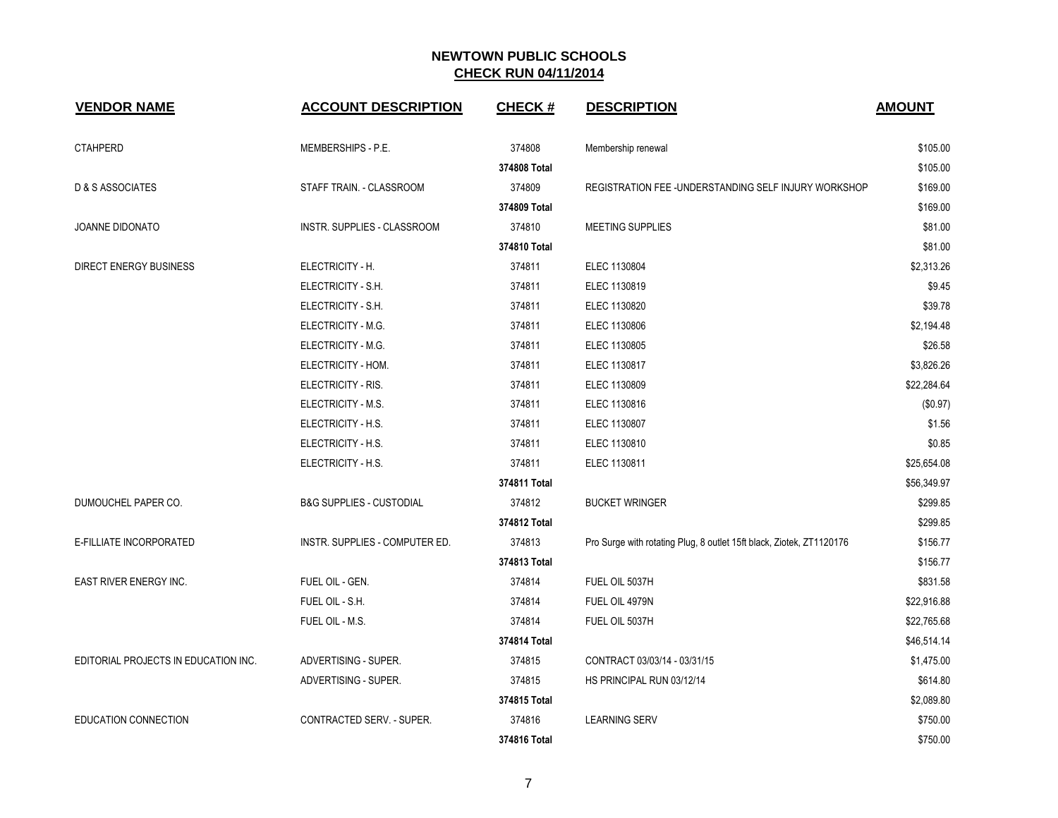# NEWTOWN PUBLIC SCHOOLS

## CHECK RUN 04/11/2014

| VENDOR NAME | ACCOUNT DESCRIPTION | CHECK # | DESCRIPTION | AMOUNT |
|---|---|---|---|---|
| CTAHPERD | MEMBERSHIPS - P.E. | 374808 | Membership renewal | $105.00 |
| | | 374808 Total | | $105.00 |
| D & S ASSOCIATES | STAFF TRAIN. - CLASSROOM | 374809 | REGISTRATION FEE -UNDERSTANDING SELF INJURY WORKSHOP | $169.00 |
| | | 374809 Total | | $169.00 |
| JOANNE DIDONATO | INSTR. SUPPLIES - CLASSROOM | 374810 | MEETING SUPPLIES | $81.00 |
| | | 374810 Total | | $81.00 |
| DIRECT ENERGY BUSINESS | ELECTRICITY - H. | 374811 | ELEC 1130804 | $2,313.26 |
| | ELECTRICITY - S.H. | 374811 | ELEC 1130819 | $9.45 |
| | ELECTRICITY - S.H. | 374811 | ELEC 1130820 | $39.78 |
| | ELECTRICITY - M.G. | 374811 | ELEC 1130806 | $2,194.48 |
| | ELECTRICITY - M.G. | 374811 | ELEC 1130805 | $26.58 |
| | ELECTRICITY - HOM. | 374811 | ELEC 1130817 | $3,826.26 |
| | ELECTRICITY - RIS. | 374811 | ELEC 1130809 | $22,284.64 |
| | ELECTRICITY - M.S. | 374811 | ELEC 1130816 | ($0.97) |
| | ELECTRICITY - H.S. | 374811 | ELEC 1130807 | $1.56 |
| | ELECTRICITY - H.S. | 374811 | ELEC 1130810 | $0.85 |
| | ELECTRICITY - H.S. | 374811 | ELEC 1130811 | $25,654.08 |
| | | 374811 Total | | $56,349.97 |
| DUMOUCHEL PAPER CO. | B&G SUPPLIES - CUSTODIAL | 374812 | BUCKET WRINGER | $299.85 |
| | | 374812 Total | | $299.85 |
| E-FILLIATE INCORPORATED | INSTR. SUPPLIES - COMPUTER ED. | 374813 | Pro Surge with rotating Plug, 8 outlet 15ft black, Ziotek, ZT1120176 | $156.77 |
| | | 374813 Total | | $156.77 |
| EAST RIVER ENERGY INC. | FUEL OIL - GEN. | 374814 | FUEL OIL 5037H | $831.58 |
| | FUEL OIL - S.H. | 374814 | FUEL OIL 4979N | $22,916.88 |
| | FUEL OIL - M.S. | 374814 | FUEL OIL 5037H | $22,765.68 |
| | | 374814 Total | | $46,514.14 |
| EDITORIAL PROJECTS IN EDUCATION INC. | ADVERTISING - SUPER. | 374815 | CONTRACT 03/03/14 - 03/31/15 | $1,475.00 |
| | ADVERTISING - SUPER. | 374815 | HS PRINCIPAL RUN 03/12/14 | $614.80 |
| | | 374815 Total | | $2,089.80 |
| EDUCATION CONNECTION | CONTRACTED SERV. - SUPER. | 374816 | LEARNING SERV | $750.00 |
| | | 374816 Total | | $750.00 |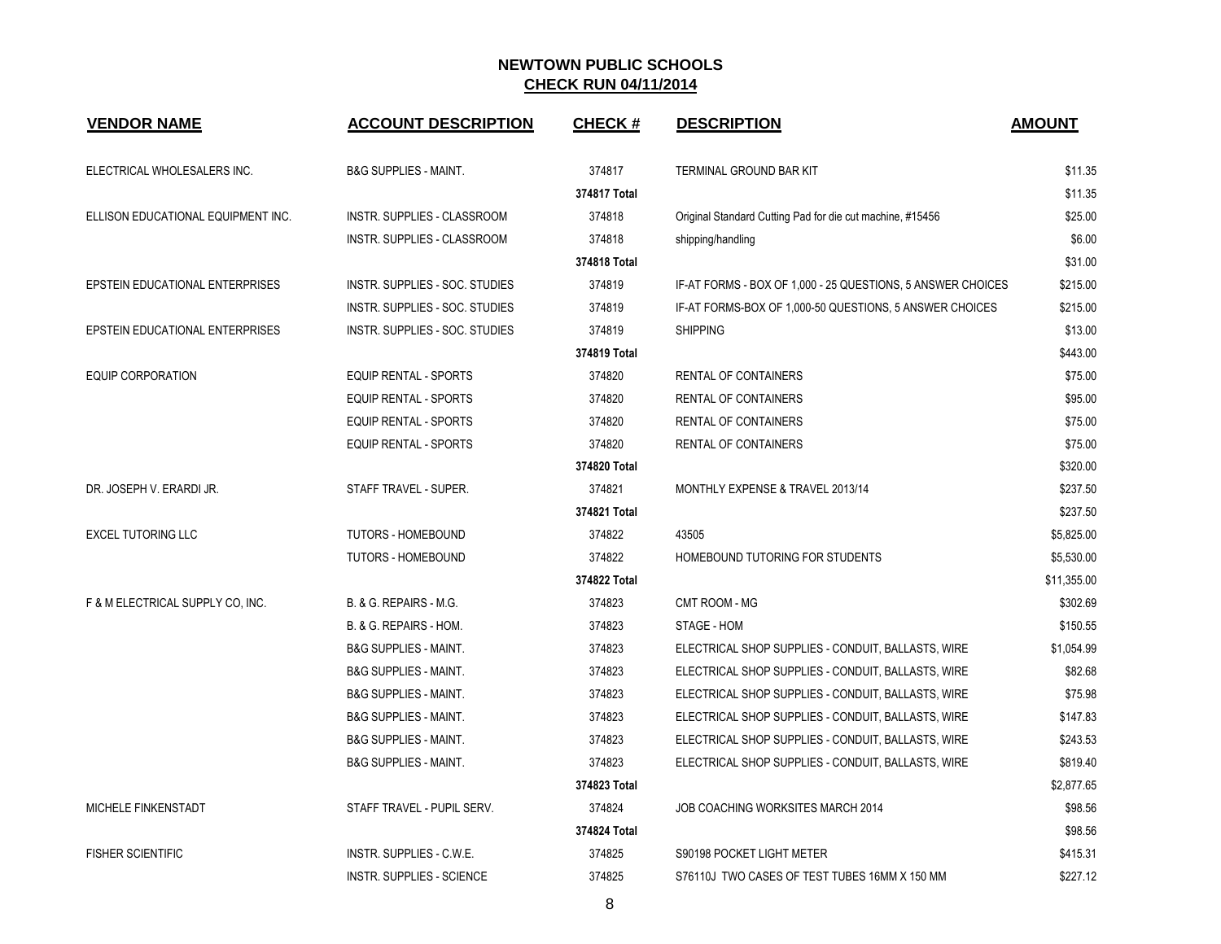# NEWTOWN PUBLIC SCHOOLS

## CHECK RUN 04/11/2014

| VENDOR NAME | ACCOUNT DESCRIPTION | CHECK # | DESCRIPTION | AMOUNT |
|---|---|---|---|---|
| ELECTRICAL WHOLESALERS INC. | B&G SUPPLIES - MAINT. | 374817 | TERMINAL GROUND BAR KIT | $11.35 |
| | | **374817 Total** | | $11.35 |
| ELLISON EDUCATIONAL EQUIPMENT INC. | INSTR. SUPPLIES - CLASSROOM | 374818 | Original Standard Cutting Pad for die cut machine, #15456 | $25.00 |
| | INSTR. SUPPLIES - CLASSROOM | 374818 | shipping/handling | $6.00 |
| | | **374818 Total** | | $31.00 |
| EPSTEIN EDUCATIONAL ENTERPRISES | INSTR. SUPPLIES - SOC. STUDIES | 374819 | IF-AT FORMS - BOX OF 1,000 - 25 QUESTIONS, 5 ANSWER CHOICES | $215.00 |
| | INSTR. SUPPLIES - SOC. STUDIES | 374819 | IF-AT FORMS-BOX OF 1,000-50 QUESTIONS, 5 ANSWER CHOICES | $215.00 |
| EPSTEIN EDUCATIONAL ENTERPRISES | INSTR. SUPPLIES - SOC. STUDIES | 374819 | SHIPPING | $13.00 |
| | | **374819 Total** | | $443.00 |
| EQUIP CORPORATION | EQUIP RENTAL - SPORTS | 374820 | RENTAL OF CONTAINERS | $75.00 |
| | EQUIP RENTAL - SPORTS | 374820 | RENTAL OF CONTAINERS | $95.00 |
| | EQUIP RENTAL - SPORTS | 374820 | RENTAL OF CONTAINERS | $75.00 |
| | EQUIP RENTAL - SPORTS | 374820 | RENTAL OF CONTAINERS | $75.00 |
| | | **374820 Total** | | $320.00 |
| DR. JOSEPH V. ERARDI JR. | STAFF TRAVEL - SUPER. | 374821 | MONTHLY EXPENSE & TRAVEL 2013/14 | $237.50 |
| | | **374821 Total** | | $237.50 |
| EXCEL TUTORING LLC | TUTORS - HOMEBOUND | 374822 | 43505 | $5,825.00 |
| | TUTORS - HOMEBOUND | 374822 | HOMEBOUND TUTORING FOR STUDENTS | $5,530.00 |
| | | **374822 Total** | | $11,355.00 |
| F & M ELECTRICAL SUPPLY CO, INC. | B. & G. REPAIRS - M.G. | 374823 | CMT ROOM - MG | $302.69 |
| | B. & G. REPAIRS - HOM. | 374823 | STAGE - HOM | $150.55 |
| | B&G SUPPLIES - MAINT. | 374823 | ELECTRICAL SHOP SUPPLIES - CONDUIT, BALLASTS, WIRE | $1,054.99 |
| | B&G SUPPLIES - MAINT. | 374823 | ELECTRICAL SHOP SUPPLIES - CONDUIT, BALLASTS, WIRE | $82.68 |
| | B&G SUPPLIES - MAINT. | 374823 | ELECTRICAL SHOP SUPPLIES - CONDUIT, BALLASTS, WIRE | $75.98 |
| | B&G SUPPLIES - MAINT. | 374823 | ELECTRICAL SHOP SUPPLIES - CONDUIT, BALLASTS, WIRE | $147.83 |
| | B&G SUPPLIES - MAINT. | 374823 | ELECTRICAL SHOP SUPPLIES - CONDUIT, BALLASTS, WIRE | $243.53 |
| | B&G SUPPLIES - MAINT. | 374823 | ELECTRICAL SHOP SUPPLIES - CONDUIT, BALLASTS, WIRE | $819.40 |
| | | **374823 Total** | | $2,877.65 |
| MICHELE FINKENSTADT | STAFF TRAVEL - PUPIL SERV. | 374824 | JOB COACHING WORKSITES MARCH 2014 | $98.56 |
| | | **374824 Total** | | $98.56 |
| FISHER SCIENTIFIC | INSTR. SUPPLIES - C.W.E. | 374825 | S90198 POCKET LIGHT METER | $415.31 |
| | INSTR. SUPPLIES - SCIENCE | 374825 | S76110J TWO CASES OF TEST TUBES 16MM X 150 MM | $227.12 |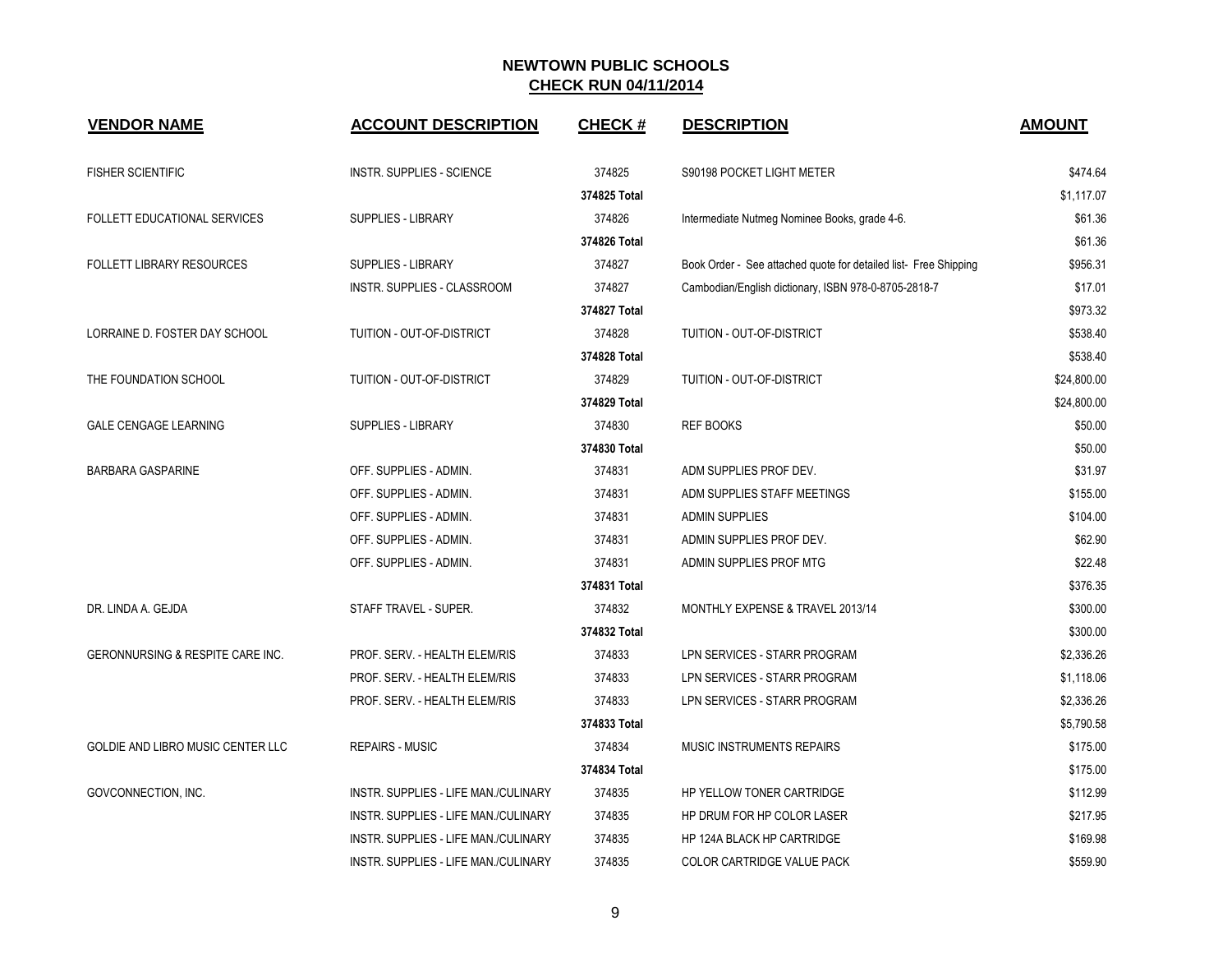# NEWTOWN PUBLIC SCHOOLS

## CHECK RUN 04/11/2014

| VENDOR NAME | ACCOUNT DESCRIPTION | CHECK # | DESCRIPTION | AMOUNT |
|---|---|---|---|---|
| FISHER SCIENTIFIC | INSTR. SUPPLIES - SCIENCE | 374825 | S90198 POCKET LIGHT METER | $474.64 |
| | | 374825 Total | | $1,117.07 |
| FOLLETT EDUCATIONAL SERVICES | SUPPLIES - LIBRARY | 374826 | Intermediate Nutmeg Nominee Books, grade 4-6. | $61.36 |
| | | 374826 Total | | $61.36 |
| FOLLETT LIBRARY RESOURCES | SUPPLIES - LIBRARY | 374827 | Book Order - See attached quote for detailed list- Free Shipping | $956.31 |
| | INSTR. SUPPLIES - CLASSROOM | 374827 | Cambodian/English dictionary, ISBN 978-0-8705-2818-7 | $17.01 |
| | | 374827 Total | | $973.32 |
| LORRAINE D. FOSTER DAY SCHOOL | TUITION - OUT-OF-DISTRICT | 374828 | TUITION - OUT-OF-DISTRICT | $538.40 |
| | | 374828 Total | | $538.40 |
| THE FOUNDATION SCHOOL | TUITION - OUT-OF-DISTRICT | 374829 | TUITION - OUT-OF-DISTRICT | $24,800.00 |
| | | 374829 Total | | $24,800.00 |
| GALE CENGAGE LEARNING | SUPPLIES - LIBRARY | 374830 | REF BOOKS | $50.00 |
| | | 374830 Total | | $50.00 |
| BARBARA GASPARINE | OFF. SUPPLIES - ADMIN. | 374831 | ADM SUPPLIES PROF DEV. | $31.97 |
| | OFF. SUPPLIES - ADMIN. | 374831 | ADM SUPPLIES STAFF MEETINGS | $155.00 |
| | OFF. SUPPLIES - ADMIN. | 374831 | ADMIN SUPPLIES | $104.00 |
| | OFF. SUPPLIES - ADMIN. | 374831 | ADMIN SUPPLIES PROF DEV. | $62.90 |
| | OFF. SUPPLIES - ADMIN. | 374831 | ADMIN SUPPLIES PROF MTG | $22.48 |
| | | 374831 Total | | $376.35 |
| DR. LINDA A. GEJDA | STAFF TRAVEL - SUPER. | 374832 | MONTHLY EXPENSE & TRAVEL 2013/14 | $300.00 |
| | | 374832 Total | | $300.00 |
| GERONNURSING & RESPITE CARE INC. | PROF. SERV. - HEALTH ELEM/RIS | 374833 | LPN SERVICES - STARR PROGRAM | $2,336.26 |
| | PROF. SERV. - HEALTH ELEM/RIS | 374833 | LPN SERVICES - STARR PROGRAM | $1,118.06 |
| | PROF. SERV. - HEALTH ELEM/RIS | 374833 | LPN SERVICES - STARR PROGRAM | $2,336.26 |
| | | 374833 Total | | $5,790.58 |
| GOLDIE AND LIBRO MUSIC CENTER LLC | REPAIRS - MUSIC | 374834 | MUSIC INSTRUMENTS REPAIRS | $175.00 |
| | | 374834 Total | | $175.00 |
| GOVCONNECTION, INC. | INSTR. SUPPLIES - LIFE MAN./CULINARY | 374835 | HP YELLOW TONER CARTRIDGE | $112.99 |
| | INSTR. SUPPLIES - LIFE MAN./CULINARY | 374835 | HP DRUM FOR HP COLOR LASER | $217.95 |
| | INSTR. SUPPLIES - LIFE MAN./CULINARY | 374835 | HP 124A BLACK HP CARTRIDGE | $169.98 |
| | INSTR. SUPPLIES - LIFE MAN./CULINARY | 374835 | COLOR CARTRIDGE VALUE PACK | $559.90 |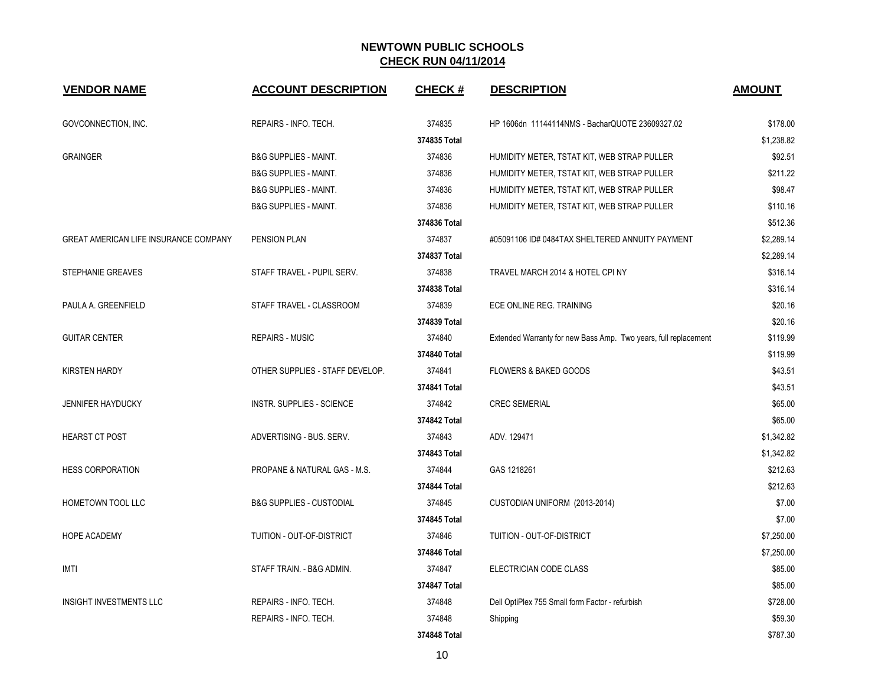## NEWTOWN PUBLIC SCHOOLS
## CHECK RUN 04/11/2014

| VENDOR NAME | ACCOUNT DESCRIPTION | CHECK # | DESCRIPTION | AMOUNT |
|---|---|---|---|---|
| GOVCONNECTION, INC. | REPAIRS - INFO. TECH. | 374835 | HP 1606dn 11144114NMS - BacharQUOTE 23609327.02 | $178.00 |
| | | 374835 Total | | $1,238.82 |
| GRAINGER | B&G SUPPLIES - MAINT. | 374836 | HUMIDITY METER, TSTAT KIT, WEB STRAP PULLER | $92.51 |
| | B&G SUPPLIES - MAINT. | 374836 | HUMIDITY METER, TSTAT KIT, WEB STRAP PULLER | $211.22 |
| | B&G SUPPLIES - MAINT. | 374836 | HUMIDITY METER, TSTAT KIT, WEB STRAP PULLER | $98.47 |
| | B&G SUPPLIES - MAINT. | 374836 | HUMIDITY METER, TSTAT KIT, WEB STRAP PULLER | $110.16 |
| | | 374836 Total | | $512.36 |
| GREAT AMERICAN LIFE INSURANCE COMPANY | PENSION PLAN | 374837 | #05091106 ID# 0484TAX SHELTERED ANNUITY PAYMENT | $2,289.14 |
| | | 374837 Total | | $2,289.14 |
| STEPHANIE GREAVES | STAFF TRAVEL - PUPIL SERV. | 374838 | TRAVEL MARCH 2014 & HOTEL CPI NY | $316.14 |
| | | 374838 Total | | $316.14 |
| PAULA A. GREENFIELD | STAFF TRAVEL - CLASSROOM | 374839 | ECE ONLINE REG. TRAINING | $20.16 |
| | | 374839 Total | | $20.16 |
| GUITAR CENTER | REPAIRS - MUSIC | 374840 | Extended Warranty for new Bass Amp. Two years, full replacement | $119.99 |
| | | 374840 Total | | $119.99 |
| KIRSTEN HARDY | OTHER SUPPLIES - STAFF DEVELOP. | 374841 | FLOWERS & BAKED GOODS | $43.51 |
| | | 374841 Total | | $43.51 |
| JENNIFER HAYDUCKY | INSTR. SUPPLIES - SCIENCE | 374842 | CREC SEMERIAL | $65.00 |
| | | 374842 Total | | $65.00 |
| HEARST CT POST | ADVERTISING - BUS. SERV. | 374843 | ADV. 129471 | $1,342.82 |
| | | 374843 Total | | $1,342.82 |
| HESS CORPORATION | PROPANE & NATURAL GAS - M.S. | 374844 | GAS 1218261 | $212.63 |
| | | 374844 Total | | $212.63 |
| HOMETOWN TOOL LLC | B&G SUPPLIES - CUSTODIAL | 374845 | CUSTODIAN UNIFORM (2013-2014) | $7.00 |
| | | 374845 Total | | $7.00 |
| HOPE ACADEMY | TUITION - OUT-OF-DISTRICT | 374846 | TUITION - OUT-OF-DISTRICT | $7,250.00 |
| | | 374846 Total | | $7,250.00 |
| IMTI | STAFF TRAIN. - B&G ADMIN. | 374847 | ELECTRICIAN CODE CLASS | $85.00 |
| | | 374847 Total | | $85.00 |
| INSIGHT INVESTMENTS LLC | REPAIRS - INFO. TECH. | 374848 | Dell OptiPlex 755 Small form Factor - refurbish | $728.00 |
| | REPAIRS - INFO. TECH. | 374848 | Shipping | $59.30 |
| | | 374848 Total | | $787.30 |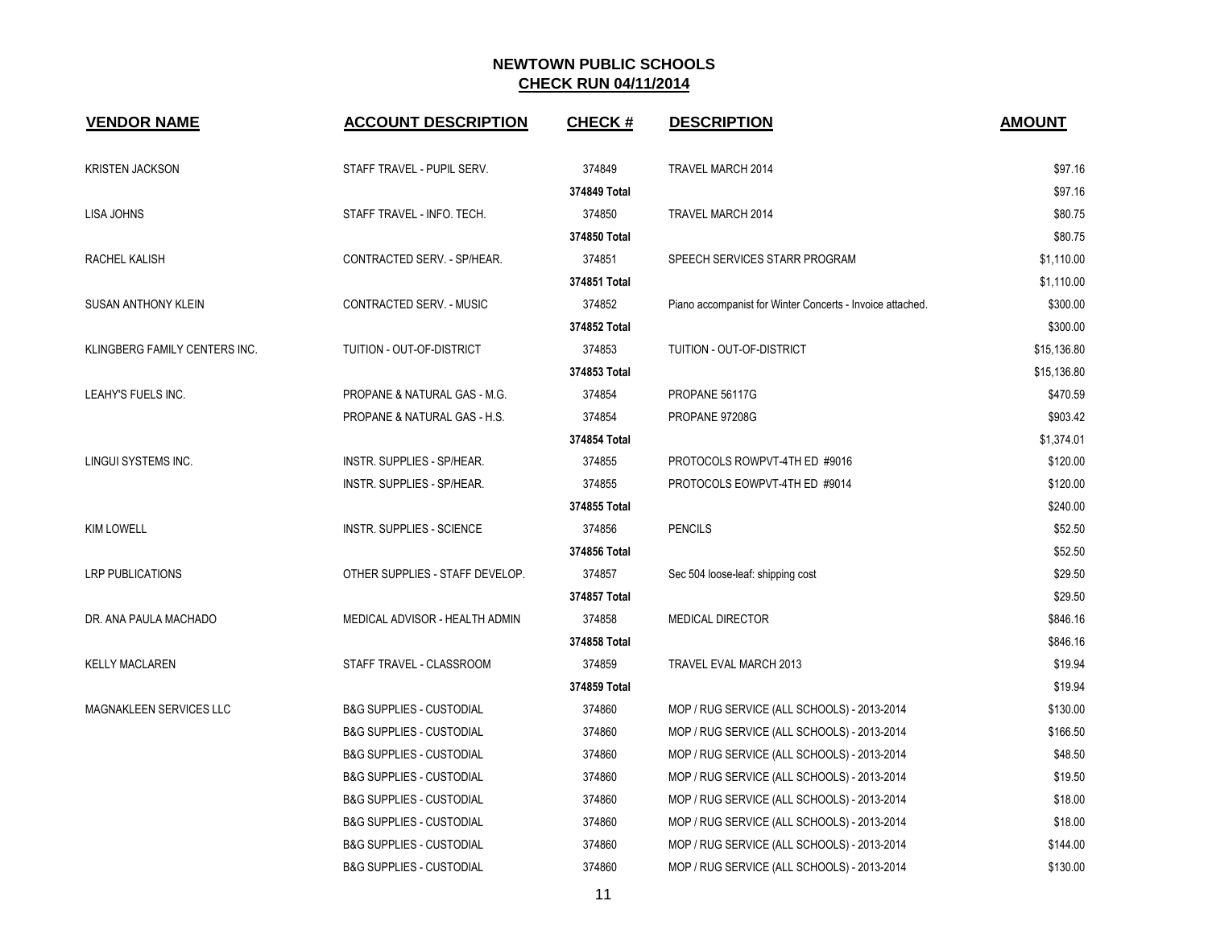## NEWTOWN PUBLIC SCHOOLS
## CHECK RUN 04/11/2014

| VENDOR NAME | ACCOUNT DESCRIPTION | CHECK # | DESCRIPTION | AMOUNT |
|---|---|---|---|---|
| KRISTEN JACKSON | STAFF TRAVEL - PUPIL SERV. | 374849 | TRAVEL MARCH 2014 | $97.16 |
| | | 374849 Total | | $97.16 |
| LISA JOHNS | STAFF TRAVEL - INFO. TECH. | 374850 | TRAVEL MARCH 2014 | $80.75 |
| | | 374850 Total | | $80.75 |
| RACHEL KALISH | CONTRACTED SERV. - SP/HEAR. | 374851 | SPEECH SERVICES STARR PROGRAM | $1,110.00 |
| | | 374851 Total | | $1,110.00 |
| SUSAN ANTHONY KLEIN | CONTRACTED SERV. - MUSIC | 374852 | Piano accompanist for Winter Concerts - Invoice attached. | $300.00 |
| | | 374852 Total | | $300.00 |
| KLINGBERG FAMILY CENTERS INC. | TUITION - OUT-OF-DISTRICT | 374853 | TUITION - OUT-OF-DISTRICT | $15,136.80 |
| | | 374853 Total | | $15,136.80 |
| LEAHY'S FUELS INC. | PROPANE & NATURAL GAS - M.G. | 374854 | PROPANE 56117G | $470.59 |
| | PROPANE & NATURAL GAS - H.S. | 374854 | PROPANE 97208G | $903.42 |
| | | 374854 Total | | $1,374.01 |
| LINGUI SYSTEMS INC. | INSTR. SUPPLIES - SP/HEAR. | 374855 | PROTOCOLS ROWPVT-4TH ED #9016 | $120.00 |
| | INSTR. SUPPLIES - SP/HEAR. | 374855 | PROTOCOLS EOWPVT-4TH ED #9014 | $120.00 |
| | | 374855 Total | | $240.00 |
| KIM LOWELL | INSTR. SUPPLIES - SCIENCE | 374856 | PENCILS | $52.50 |
| | | 374856 Total | | $52.50 |
| LRP PUBLICATIONS | OTHER SUPPLIES - STAFF DEVELOP. | 374857 | Sec 504 loose-leaf: shipping cost | $29.50 |
| | | 374857 Total | | $29.50 |
| DR. ANA PAULA MACHADO | MEDICAL ADVISOR - HEALTH ADMIN | 374858 | MEDICAL DIRECTOR | $846.16 |
| | | 374858 Total | | $846.16 |
| KELLY MACLAREN | STAFF TRAVEL - CLASSROOM | 374859 | TRAVEL EVAL MARCH 2013 | $19.94 |
| | | 374859 Total | | $19.94 |
| MAGNAKLEEN SERVICES LLC | B&G SUPPLIES - CUSTODIAL | 374860 | MOP / RUG SERVICE (ALL SCHOOLS) - 2013-2014 | $130.00 |
| | B&G SUPPLIES - CUSTODIAL | 374860 | MOP / RUG SERVICE (ALL SCHOOLS) - 2013-2014 | $166.50 |
| | B&G SUPPLIES - CUSTODIAL | 374860 | MOP / RUG SERVICE (ALL SCHOOLS) - 2013-2014 | $48.50 |
| | B&G SUPPLIES - CUSTODIAL | 374860 | MOP / RUG SERVICE (ALL SCHOOLS) - 2013-2014 | $19.50 |
| | B&G SUPPLIES - CUSTODIAL | 374860 | MOP / RUG SERVICE (ALL SCHOOLS) - 2013-2014 | $18.00 |
| | B&G SUPPLIES - CUSTODIAL | 374860 | MOP / RUG SERVICE (ALL SCHOOLS) - 2013-2014 | $18.00 |
| | B&G SUPPLIES - CUSTODIAL | 374860 | MOP / RUG SERVICE (ALL SCHOOLS) - 2013-2014 | $144.00 |
| | B&G SUPPLIES - CUSTODIAL | 374860 | MOP / RUG SERVICE (ALL SCHOOLS) - 2013-2014 | $130.00 |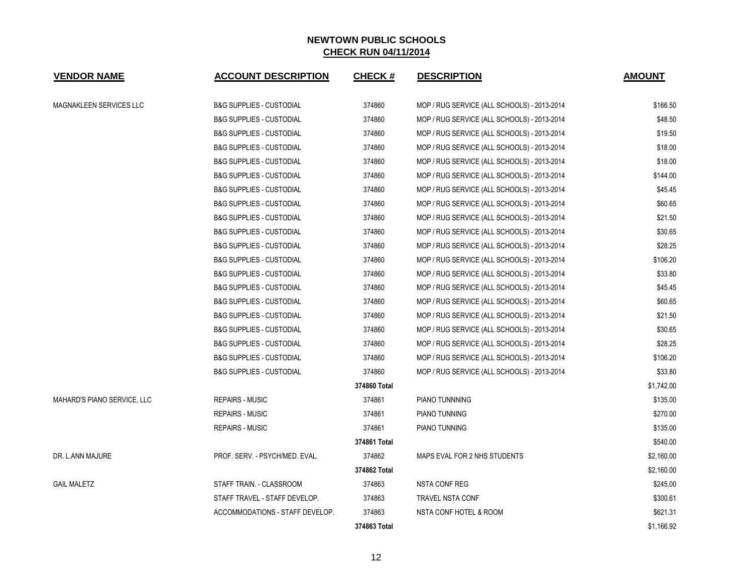## NEWTOWN PUBLIC SCHOOLS
## CHECK RUN 04/11/2014

| VENDOR NAME | ACCOUNT DESCRIPTION | CHECK # | DESCRIPTION | AMOUNT |
|---|---|---|---|---|
| MAGNAKLEEN SERVICES LLC | B&G SUPPLIES - CUSTODIAL | 374860 | MOP / RUG SERVICE (ALL SCHOOLS) - 2013-2014 | $166.50 |
| | B&G SUPPLIES - CUSTODIAL | 374860 | MOP / RUG SERVICE (ALL SCHOOLS) - 2013-2014 | $48.50 |
| | B&G SUPPLIES - CUSTODIAL | 374860 | MOP / RUG SERVICE (ALL SCHOOLS) - 2013-2014 | $19.50 |
| | B&G SUPPLIES - CUSTODIAL | 374860 | MOP / RUG SERVICE (ALL SCHOOLS) - 2013-2014 | $18.00 |
| | B&G SUPPLIES - CUSTODIAL | 374860 | MOP / RUG SERVICE (ALL SCHOOLS) - 2013-2014 | $18.00 |
| | B&G SUPPLIES - CUSTODIAL | 374860 | MOP / RUG SERVICE (ALL SCHOOLS) - 2013-2014 | $144.00 |
| | B&G SUPPLIES - CUSTODIAL | 374860 | MOP / RUG SERVICE (ALL SCHOOLS) - 2013-2014 | $45.45 |
| | B&G SUPPLIES - CUSTODIAL | 374860 | MOP / RUG SERVICE (ALL SCHOOLS) - 2013-2014 | $60.65 |
| | B&G SUPPLIES - CUSTODIAL | 374860 | MOP / RUG SERVICE (ALL SCHOOLS) - 2013-2014 | $21.50 |
| | B&G SUPPLIES - CUSTODIAL | 374860 | MOP / RUG SERVICE (ALL SCHOOLS) - 2013-2014 | $30.65 |
| | B&G SUPPLIES - CUSTODIAL | 374860 | MOP / RUG SERVICE (ALL SCHOOLS) - 2013-2014 | $28.25 |
| | B&G SUPPLIES - CUSTODIAL | 374860 | MOP / RUG SERVICE (ALL SCHOOLS) - 2013-2014 | $106.20 |
| | B&G SUPPLIES - CUSTODIAL | 374860 | MOP / RUG SERVICE (ALL SCHOOLS) - 2013-2014 | $33.80 |
| | B&G SUPPLIES - CUSTODIAL | 374860 | MOP / RUG SERVICE (ALL SCHOOLS) - 2013-2014 | $45.45 |
| | B&G SUPPLIES - CUSTODIAL | 374860 | MOP / RUG SERVICE (ALL SCHOOLS) - 2013-2014 | $60.65 |
| | B&G SUPPLIES - CUSTODIAL | 374860 | MOP / RUG SERVICE (ALL SCHOOLS) - 2013-2014 | $21.50 |
| | B&G SUPPLIES - CUSTODIAL | 374860 | MOP / RUG SERVICE (ALL SCHOOLS) - 2013-2014 | $30.65 |
| | B&G SUPPLIES - CUSTODIAL | 374860 | MOP / RUG SERVICE (ALL SCHOOLS) - 2013-2014 | $28.25 |
| | B&G SUPPLIES - CUSTODIAL | 374860 | MOP / RUG SERVICE (ALL SCHOOLS) - 2013-2014 | $106.20 |
| | B&G SUPPLIES - CUSTODIAL | 374860 | MOP / RUG SERVICE (ALL SCHOOLS) - 2013-2014 | $33.80 |
| | | **374860 Total** | | $1,742.00 |
| MAHARD'S PIANO SERVICE, LLC | REPAIRS - MUSIC | 374861 | PIANO TUNNNING | $135.00 |
| | REPAIRS - MUSIC | 374861 | PIANO TUNNING | $270.00 |
| | REPAIRS - MUSIC | 374861 | PIANO TUNNING | $135.00 |
| | | **374861 Total** | | $540.00 |
| DR. L.ANN MAJURE | PROF. SERV. - PSYCH/MED. EVAL. | 374862 | MAPS EVAL FOR 2 NHS STUDENTS | $2,160.00 |
| | | **374862 Total** | | $2,160.00 |
| GAIL MALETZ | STAFF TRAIN. - CLASSROOM | 374863 | NSTA CONF REG | $245.00 |
| | STAFF TRAVEL - STAFF DEVELOP. | 374863 | TRAVEL NSTA CONF | $300.61 |
| | ACCOMMODATIONS - STAFF DEVELOP. | 374863 | NSTA CONF HOTEL & ROOM | $621.31 |
| | | **374863 Total** | | $1,166.92 |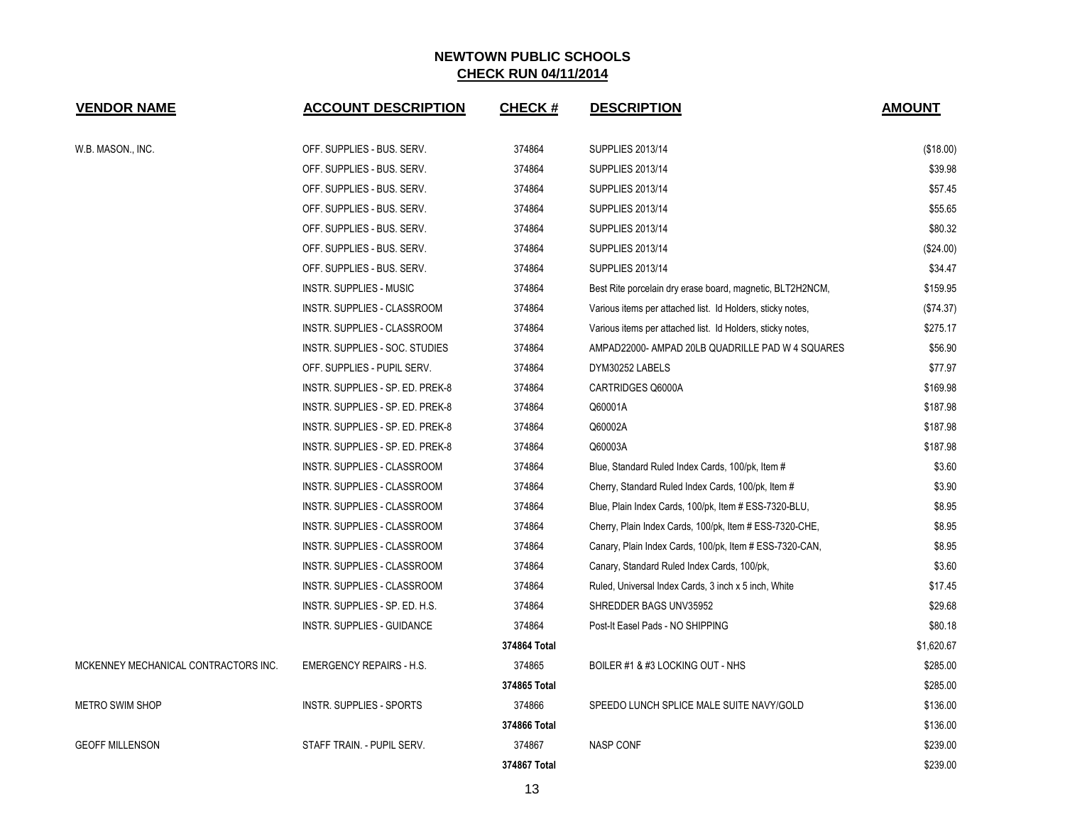# NEWTOWN PUBLIC SCHOOLS

## CHECK RUN 04/11/2014

| VENDOR NAME | ACCOUNT DESCRIPTION | CHECK # | DESCRIPTION | AMOUNT |
|---|---|---|---|---|
| W.B. MASON., INC. | OFF. SUPPLIES - BUS. SERV. | 374864 | SUPPLIES 2013/14 | ($18.00) |
| | OFF. SUPPLIES - BUS. SERV. | 374864 | SUPPLIES 2013/14 | $39.98 |
| | OFF. SUPPLIES - BUS. SERV. | 374864 | SUPPLIES 2013/14 | $57.45 |
| | OFF. SUPPLIES - BUS. SERV. | 374864 | SUPPLIES 2013/14 | $55.65 |
| | OFF. SUPPLIES - BUS. SERV. | 374864 | SUPPLIES 2013/14 | $80.32 |
| | OFF. SUPPLIES - BUS. SERV. | 374864 | SUPPLIES 2013/14 | ($24.00) |
| | OFF. SUPPLIES - BUS. SERV. | 374864 | SUPPLIES 2013/14 | $34.47 |
| | INSTR. SUPPLIES - MUSIC | 374864 | Best Rite porcelain dry erase board, magnetic, BLT2H2NCM, | $159.95 |
| | INSTR. SUPPLIES - CLASSROOM | 374864 | Various items per attached list. Id Holders, sticky notes, | ($74.37) |
| | INSTR. SUPPLIES - CLASSROOM | 374864 | Various items per attached list. Id Holders, sticky notes, | $275.17 |
| | INSTR. SUPPLIES - SOC. STUDIES | 374864 | AMPAD22000- AMPAD 20LB QUADRILLE PAD W 4 SQUARES | $56.90 |
| | OFF. SUPPLIES - PUPIL SERV. | 374864 | DYM30252 LABELS | $77.97 |
| | INSTR. SUPPLIES - SP. ED. PREK-8 | 374864 | CARTRIDGES Q6000A | $169.98 |
| | INSTR. SUPPLIES - SP. ED. PREK-8 | 374864 | Q60001A | $187.98 |
| | INSTR. SUPPLIES - SP. ED. PREK-8 | 374864 | Q60002A | $187.98 |
| | INSTR. SUPPLIES - SP. ED. PREK-8 | 374864 | Q60003A | $187.98 |
| | INSTR. SUPPLIES - CLASSROOM | 374864 | Blue, Standard Ruled Index Cards, 100/pk, Item # | $3.60 |
| | INSTR. SUPPLIES - CLASSROOM | 374864 | Cherry, Standard Ruled Index Cards, 100/pk, Item # | $3.90 |
| | INSTR. SUPPLIES - CLASSROOM | 374864 | Blue, Plain Index Cards, 100/pk, Item # ESS-7320-BLU, | $8.95 |
| | INSTR. SUPPLIES - CLASSROOM | 374864 | Cherry, Plain Index Cards, 100/pk, Item # ESS-7320-CHE, | $8.95 |
| | INSTR. SUPPLIES - CLASSROOM | 374864 | Canary, Plain Index Cards, 100/pk, Item # ESS-7320-CAN, | $8.95 |
| | INSTR. SUPPLIES - CLASSROOM | 374864 | Canary, Standard Ruled Index Cards, 100/pk, | $3.60 |
| | INSTR. SUPPLIES - CLASSROOM | 374864 | Ruled, Universal Index Cards, 3 inch x 5 inch, White | $17.45 |
| | INSTR. SUPPLIES - SP. ED. H.S. | 374864 | SHREDDER BAGS UNV35952 | $29.68 |
| | INSTR. SUPPLIES - GUIDANCE | 374864 | Post-It Easel Pads - NO SHIPPING | $80.18 |
| | | **374864 Total** | | $1,620.67 |
| MCKENNEY MECHANICAL CONTRACTORS INC. | EMERGENCY REPAIRS - H.S. | 374865 | BOILER #1 & #3 LOCKING OUT - NHS | $285.00 |
| | | **374865 Total** | | $285.00 |
| METRO SWIM SHOP | INSTR. SUPPLIES - SPORTS | 374866 | SPEEDO LUNCH SPLICE MALE SUITE NAVY/GOLD | $136.00 |
| | | **374866 Total** | | $136.00 |
| GEOFF MILLENSON | STAFF TRAIN. - PUPIL SERV. | 374867 | NASP CONF | $239.00 |
| | | **374867 Total** | | $239.00 |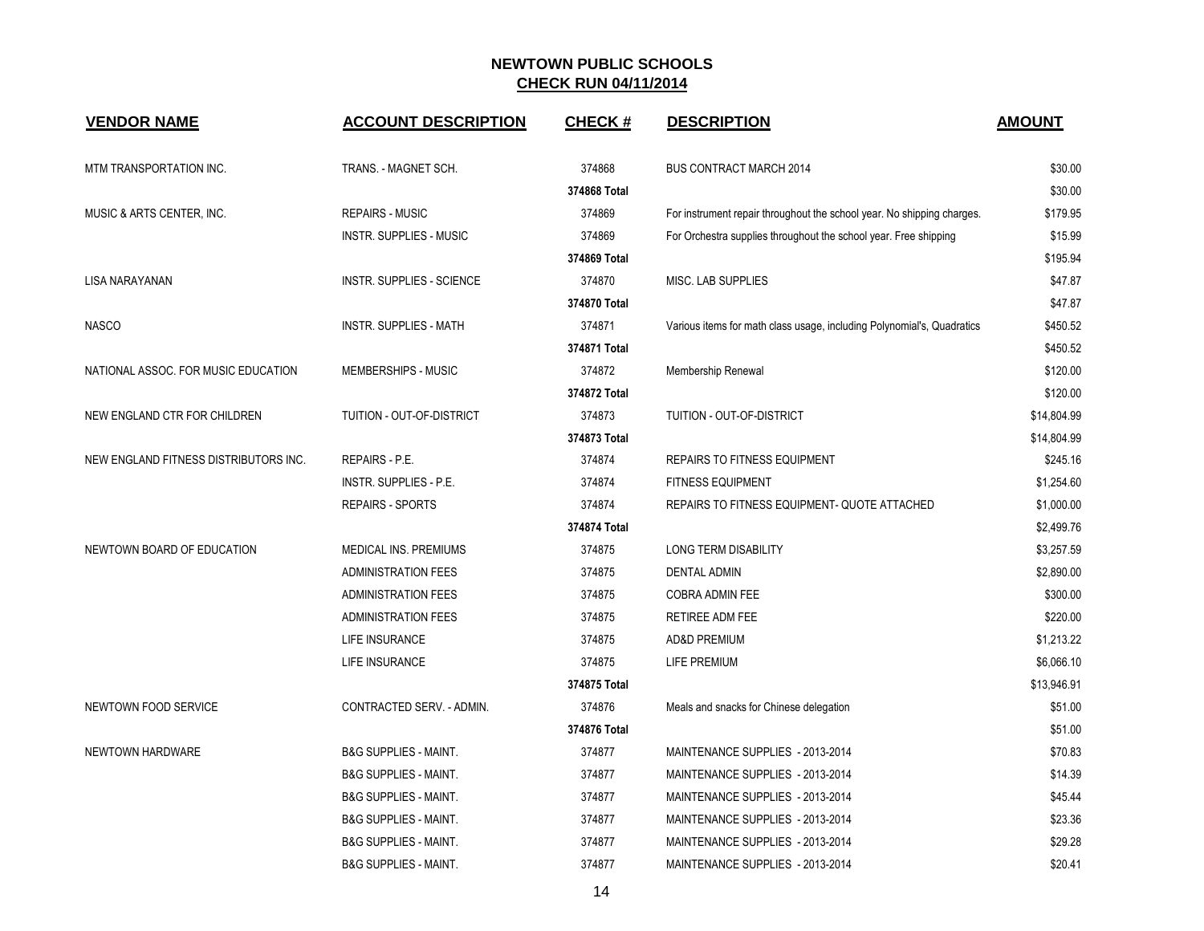# NEWTOWN PUBLIC SCHOOLS

## CHECK RUN 04/11/2014

| VENDOR NAME | ACCOUNT DESCRIPTION | CHECK # | DESCRIPTION | AMOUNT |
|---|---|---|---|---|
| MTM TRANSPORTATION INC. | TRANS. - MAGNET SCH. | 374868 | BUS CONTRACT MARCH 2014 | $30.00 |
| | | 374868 Total | | $30.00 |
| MUSIC & ARTS CENTER, INC. | REPAIRS - MUSIC | 374869 | For instrument repair throughout the school year. No shipping charges. | $179.95 |
| | INSTR. SUPPLIES - MUSIC | 374869 | For Orchestra supplies throughout the school year. Free shipping | $15.99 |
| | | 374869 Total | | $195.94 |
| LISA NARAYANAN | INSTR. SUPPLIES - SCIENCE | 374870 | MISC. LAB SUPPLIES | $47.87 |
| | | 374870 Total | | $47.87 |
| NASCO | INSTR. SUPPLIES - MATH | 374871 | Various items for math class usage, including Polynomial's, Quadratics | $450.52 |
| | | 374871 Total | | $450.52 |
| NATIONAL ASSOC. FOR MUSIC EDUCATION | MEMBERSHIPS - MUSIC | 374872 | Membership Renewal | $120.00 |
| | | 374872 Total | | $120.00 |
| NEW ENGLAND CTR FOR CHILDREN | TUITION - OUT-OF-DISTRICT | 374873 | TUITION - OUT-OF-DISTRICT | $14,804.99 |
| | | 374873 Total | | $14,804.99 |
| NEW ENGLAND FITNESS DISTRIBUTORS INC. | REPAIRS - P.E. | 374874 | REPAIRS TO FITNESS EQUIPMENT | $245.16 |
| | INSTR. SUPPLIES - P.E. | 374874 | FITNESS EQUIPMENT | $1,254.60 |
| | REPAIRS - SPORTS | 374874 | REPAIRS TO FITNESS EQUIPMENT- QUOTE ATTACHED | $1,000.00 |
| | | 374874 Total | | $2,499.76 |
| NEWTOWN BOARD OF EDUCATION | MEDICAL INS. PREMIUMS | 374875 | LONG TERM DISABILITY | $3,257.59 |
| | ADMINISTRATION FEES | 374875 | DENTAL ADMIN | $2,890.00 |
| | ADMINISTRATION FEES | 374875 | COBRA ADMIN FEE | $300.00 |
| | ADMINISTRATION FEES | 374875 | RETIREE ADM FEE | $220.00 |
| | LIFE INSURANCE | 374875 | AD&D PREMIUM | $1,213.22 |
| | LIFE INSURANCE | 374875 | LIFE PREMIUM | $6,066.10 |
| | | 374875 Total | | $13,946.91 |
| NEWTOWN FOOD SERVICE | CONTRACTED SERV. - ADMIN. | 374876 | Meals and snacks for Chinese delegation | $51.00 |
| | | 374876 Total | | $51.00 |
| NEWTOWN HARDWARE | B&G SUPPLIES - MAINT. | 374877 | MAINTENANCE SUPPLIES - 2013-2014 | $70.83 |
| | B&G SUPPLIES - MAINT. | 374877 | MAINTENANCE SUPPLIES - 2013-2014 | $14.39 |
| | B&G SUPPLIES - MAINT. | 374877 | MAINTENANCE SUPPLIES - 2013-2014 | $45.44 |
| | B&G SUPPLIES - MAINT. | 374877 | MAINTENANCE SUPPLIES - 2013-2014 | $23.36 |
| | B&G SUPPLIES - MAINT. | 374877 | MAINTENANCE SUPPLIES - 2013-2014 | $29.28 |
| | B&G SUPPLIES - MAINT. | 374877 | MAINTENANCE SUPPLIES - 2013-2014 | $20.41 |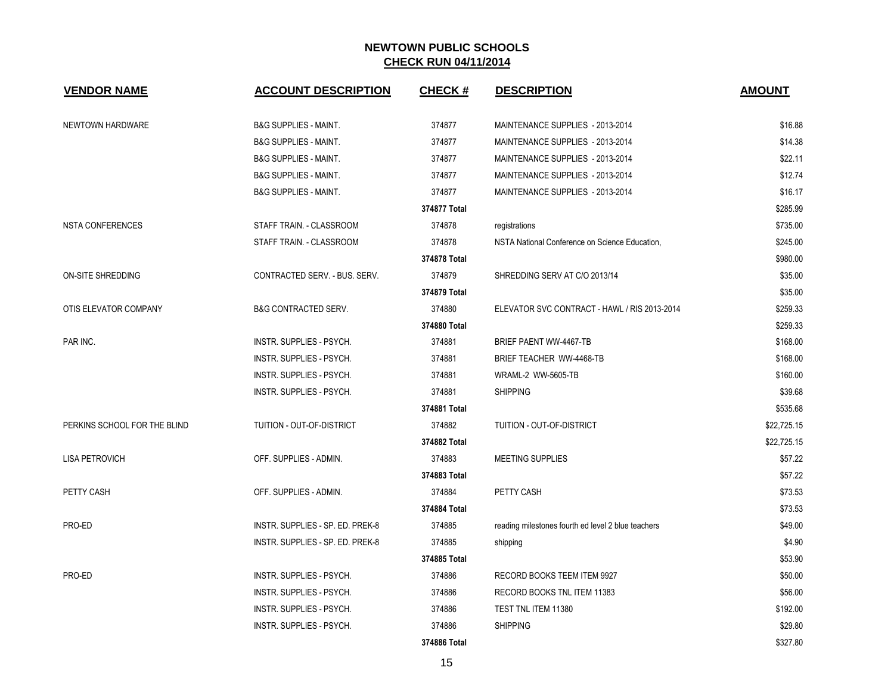## NEWTOWN PUBLIC SCHOOLS
## CHECK RUN 04/11/2014

| VENDOR NAME | ACCOUNT DESCRIPTION | CHECK # | DESCRIPTION | AMOUNT |
|---|---|---|---|---|
| NEWTOWN HARDWARE | B&G SUPPLIES - MAINT. | 374877 | MAINTENANCE SUPPLIES - 2013-2014 | $16.88 |
| | B&G SUPPLIES - MAINT. | 374877 | MAINTENANCE SUPPLIES - 2013-2014 | $14.38 |
| | B&G SUPPLIES - MAINT. | 374877 | MAINTENANCE SUPPLIES - 2013-2014 | $22.11 |
| | B&G SUPPLIES - MAINT. | 374877 | MAINTENANCE SUPPLIES - 2013-2014 | $12.74 |
| | B&G SUPPLIES - MAINT. | 374877 | MAINTENANCE SUPPLIES - 2013-2014 | $16.17 |
| | | **374877 Total** | | $285.99 |
| NSTA CONFERENCES | STAFF TRAIN. - CLASSROOM | 374878 | registrations | $735.00 |
| | STAFF TRAIN. - CLASSROOM | 374878 | NSTA National Conference on Science Education, | $245.00 |
| | | **374878 Total** | | $980.00 |
| ON-SITE SHREDDING | CONTRACTED SERV. - BUS. SERV. | 374879 | SHREDDING SERV AT C/O 2013/14 | $35.00 |
| | | **374879 Total** | | $35.00 |
| OTIS ELEVATOR COMPANY | B&G CONTRACTED SERV. | 374880 | ELEVATOR SVC CONTRACT - HAWL / RIS 2013-2014 | $259.33 |
| | | **374880 Total** | | $259.33 |
| PAR INC. | INSTR. SUPPLIES - PSYCH. | 374881 | BRIEF PAENT WW-4467-TB | $168.00 |
| | INSTR. SUPPLIES - PSYCH. | 374881 | BRIEF TEACHER WW-4468-TB | $168.00 |
| | INSTR. SUPPLIES - PSYCH. | 374881 | WRAML-2 WW-5605-TB | $160.00 |
| | INSTR. SUPPLIES - PSYCH. | 374881 | SHIPPING | $39.68 |
| | | **374881 Total** | | $535.68 |
| PERKINS SCHOOL FOR THE BLIND | TUITION - OUT-OF-DISTRICT | 374882 | TUITION - OUT-OF-DISTRICT | $22,725.15 |
| | | **374882 Total** | | $22,725.15 |
| LISA PETROVICH | OFF. SUPPLIES - ADMIN. | 374883 | MEETING SUPPLIES | $57.22 |
| | | **374883 Total** | | $57.22 |
| PETTY CASH | OFF. SUPPLIES - ADMIN. | 374884 | PETTY CASH | $73.53 |
| | | **374884 Total** | | $73.53 |
| PRO-ED | INSTR. SUPPLIES - SP. ED. PREK-8 | 374885 | reading milestones fourth ed level 2 blue teachers | $49.00 |
| | INSTR. SUPPLIES - SP. ED. PREK-8 | 374885 | shipping | $4.90 |
| | | **374885 Total** | | $53.90 |
| PRO-ED | INSTR. SUPPLIES - PSYCH. | 374886 | RECORD BOOKS TEEM ITEM 9927 | $50.00 |
| | INSTR. SUPPLIES - PSYCH. | 374886 | RECORD BOOKS TNL ITEM 11383 | $56.00 |
| | INSTR. SUPPLIES - PSYCH. | 374886 | TEST TNL ITEM 11380 | $192.00 |
| | INSTR. SUPPLIES - PSYCH. | 374886 | SHIPPING | $29.80 |
| | | **374886 Total** | | $327.80 |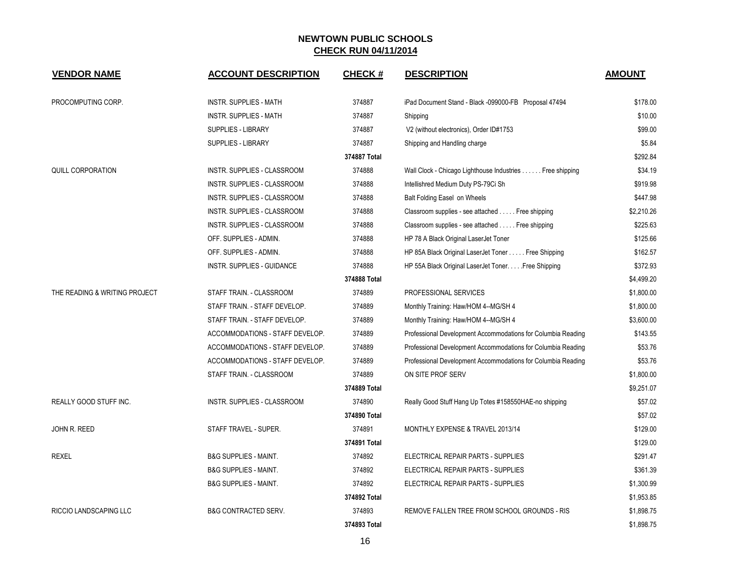# NEWTOWN PUBLIC SCHOOLS

## CHECK RUN 04/11/2014

| VENDOR NAME | ACCOUNT DESCRIPTION | CHECK # | DESCRIPTION | AMOUNT |
|---|---|---|---|---|
| PROCOMPUTING CORP. | INSTR. SUPPLIES - MATH | 374887 | iPad Document Stand - Black -099000-FB Proposal 47494 | $178.00 |
| | INSTR. SUPPLIES - MATH | 374887 | Shipping | $10.00 |
| | SUPPLIES - LIBRARY | 374887 | V2 (without electronics), Order ID#1753 | $99.00 |
| | SUPPLIES - LIBRARY | 374887 | Shipping and Handling charge | $5.84 |
| | | **374887 Total** | | $292.84 |
| QUILL CORPORATION | INSTR. SUPPLIES - CLASSROOM | 374888 | Wall Clock - Chicago Lighthouse Industries . . . . . . Free shipping | $34.19 |
| | INSTR. SUPPLIES - CLASSROOM | 374888 | Intellishred Medium Duty PS-79Ci Sh | $919.98 |
| | INSTR. SUPPLIES - CLASSROOM | 374888 | Balt Folding Easel on Wheels | $447.98 |
| | INSTR. SUPPLIES - CLASSROOM | 374888 | Classroom supplies - see attached . . . . . Free shipping | $2,210.26 |
| | INSTR. SUPPLIES - CLASSROOM | 374888 | Classroom supplies - see attached . . . . . Free shipping | $225.63 |
| | OFF. SUPPLIES - ADMIN. | 374888 | HP 78 A Black Original LaserJet Toner | $125.66 |
| | OFF. SUPPLIES - ADMIN. | 374888 | HP 85A Black Original LaserJet Toner . . . . . Free Shipping | $162.57 |
| | INSTR. SUPPLIES - GUIDANCE | 374888 | HP 55A Black Original LaserJet Toner. . . . .Free Shipping | $372.93 |
| | | **374888 Total** | | $4,499.20 |
| THE READING & WRITING PROJECT | STAFF TRAIN. - CLASSROOM | 374889 | PROFESSIONAL SERVICES | $1,800.00 |
| | STAFF TRAIN. - STAFF DEVELOP. | 374889 | Monthly Training: Haw/HOM 4--MG/SH 4 | $1,800.00 |
| | STAFF TRAIN. - STAFF DEVELOP. | 374889 | Monthly Training: Haw/HOM 4--MG/SH 4 | $3,600.00 |
| | ACCOMMODATIONS - STAFF DEVELOP. | 374889 | Professional Development Accommodations for Columbia Reading | $143.55 |
| | ACCOMMODATIONS - STAFF DEVELOP. | 374889 | Professional Development Accommodations for Columbia Reading | $53.76 |
| | ACCOMMODATIONS - STAFF DEVELOP. | 374889 | Professional Development Accommodations for Columbia Reading | $53.76 |
| | STAFF TRAIN. - CLASSROOM | 374889 | ON SITE PROF SERV | $1,800.00 |
| | | **374889 Total** | | $9,251.07 |
| REALLY GOOD STUFF INC. | INSTR. SUPPLIES - CLASSROOM | 374890 | Really Good Stuff Hang Up Totes #158550HAE-no shipping | $57.02 |
| | | **374890 Total** | | $57.02 |
| JOHN R. REED | STAFF TRAVEL - SUPER. | 374891 | MONTHLY EXPENSE & TRAVEL 2013/14 | $129.00 |
| | | **374891 Total** | | $129.00 |
| REXEL | B&G SUPPLIES - MAINT. | 374892 | ELECTRICAL REPAIR PARTS - SUPPLIES | $291.47 |
| | B&G SUPPLIES - MAINT. | 374892 | ELECTRICAL REPAIR PARTS - SUPPLIES | $361.39 |
| | B&G SUPPLIES - MAINT. | 374892 | ELECTRICAL REPAIR PARTS - SUPPLIES | $1,300.99 |
| | | **374892 Total** | | $1,953.85 |
| RICCIO LANDSCAPING LLC | B&G CONTRACTED SERV. | 374893 | REMOVE FALLEN TREE FROM SCHOOL GROUNDS - RIS | $1,898.75 |
| | | **374893 Total** | | $1,898.75 |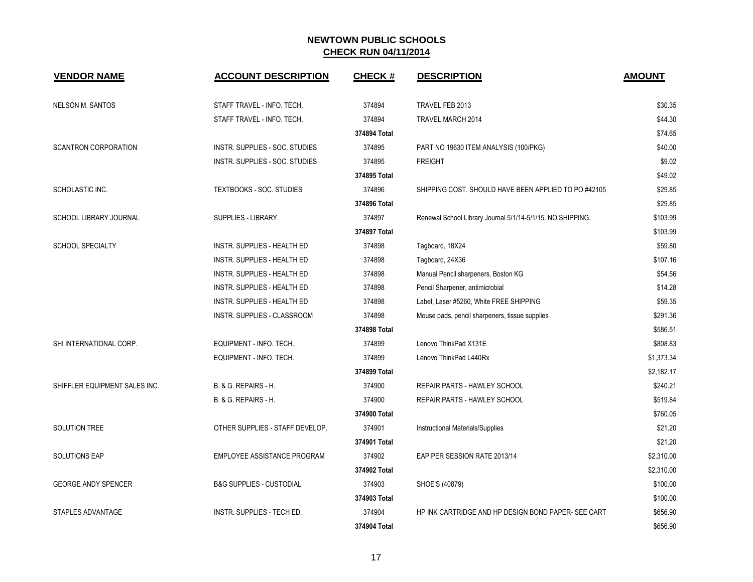# NEWTOWN PUBLIC SCHOOLS

## CHECK RUN 04/11/2014

| VENDOR NAME | ACCOUNT DESCRIPTION | CHECK # | DESCRIPTION | AMOUNT |
|---|---|---|---|---|
| NELSON M. SANTOS | STAFF TRAVEL - INFO. TECH. | 374894 | TRAVEL FEB 2013 | $30.35 |
| | STAFF TRAVEL - INFO. TECH. | 374894 | TRAVEL MARCH 2014 | $44.30 |
| | | **374894 Total** | | $74.65 |
| SCANTRON CORPORATION | INSTR. SUPPLIES - SOC. STUDIES | 374895 | PART NO 19630 ITEM ANALYSIS (100/PKG) | $40.00 |
| | INSTR. SUPPLIES - SOC. STUDIES | 374895 | FREIGHT | $9.02 |
| | | **374895 Total** | | $49.02 |
| SCHOLASTIC INC. | TEXTBOOKS - SOC. STUDIES | 374896 | SHIPPING COST. SHOULD HAVE BEEN APPLIED TO PO #42105 | $29.85 |
| | | **374896 Total** | | $29.85 |
| SCHOOL LIBRARY JOURNAL | SUPPLIES - LIBRARY | 374897 | Renewal School Library Journal 5/1/14-5/1/15. NO SHIPPING. | $103.99 |
| | | **374897 Total** | | $103.99 |
| SCHOOL SPECIALTY | INSTR. SUPPLIES - HEALTH ED | 374898 | Tagboard, 18X24 | $59.80 |
| | INSTR. SUPPLIES - HEALTH ED | 374898 | Tagboard, 24X36 | $107.16 |
| | INSTR. SUPPLIES - HEALTH ED | 374898 | Manual Pencil sharpeners, Boston KG | $54.56 |
| | INSTR. SUPPLIES - HEALTH ED | 374898 | Pencil Sharpener, antimicrobial | $14.28 |
| | INSTR. SUPPLIES - HEALTH ED | 374898 | Label, Laser #5260, White FREE SHIPPING | $59.35 |
| | INSTR. SUPPLIES - CLASSROOM | 374898 | Mouse pads, pencil sharpeners, tissue supplies | $291.36 |
| | | **374898 Total** | | $586.51 |
| SHI INTERNATIONAL CORP. | EQUIPMENT - INFO. TECH. | 374899 | Lenovo ThinkPad X131E | $808.83 |
| | EQUIPMENT - INFO. TECH. | 374899 | Lenovo ThinkPad L440Rx | $1,373.34 |
| | | **374899 Total** | | $2,182.17 |
| SHIFFLER EQUIPMENT SALES INC. | B. & G. REPAIRS - H. | 374900 | REPAIR PARTS - HAWLEY SCHOOL | $240.21 |
| | B. & G. REPAIRS - H. | 374900 | REPAIR PARTS - HAWLEY SCHOOL | $519.84 |
| | | **374900 Total** | | $760.05 |
| SOLUTION TREE | OTHER SUPPLIES - STAFF DEVELOP. | 374901 | Instructional Materials/Supplies | $21.20 |
| | | **374901 Total** | | $21.20 |
| SOLUTIONS EAP | EMPLOYEE ASSISTANCE PROGRAM | 374902 | EAP PER SESSION RATE 2013/14 | $2,310.00 |
| | | **374902 Total** | | $2,310.00 |
| GEORGE ANDY SPENCER | B&G SUPPLIES - CUSTODIAL | 374903 | SHOE'S (40879) | $100.00 |
| | | **374903 Total** | | $100.00 |
| STAPLES ADVANTAGE | INSTR. SUPPLIES - TECH ED. | 374904 | HP INK CARTRIDGE AND HP DESIGN BOND PAPER- SEE CART | $656.90 |
| | | **374904 Total** | | $656.90 |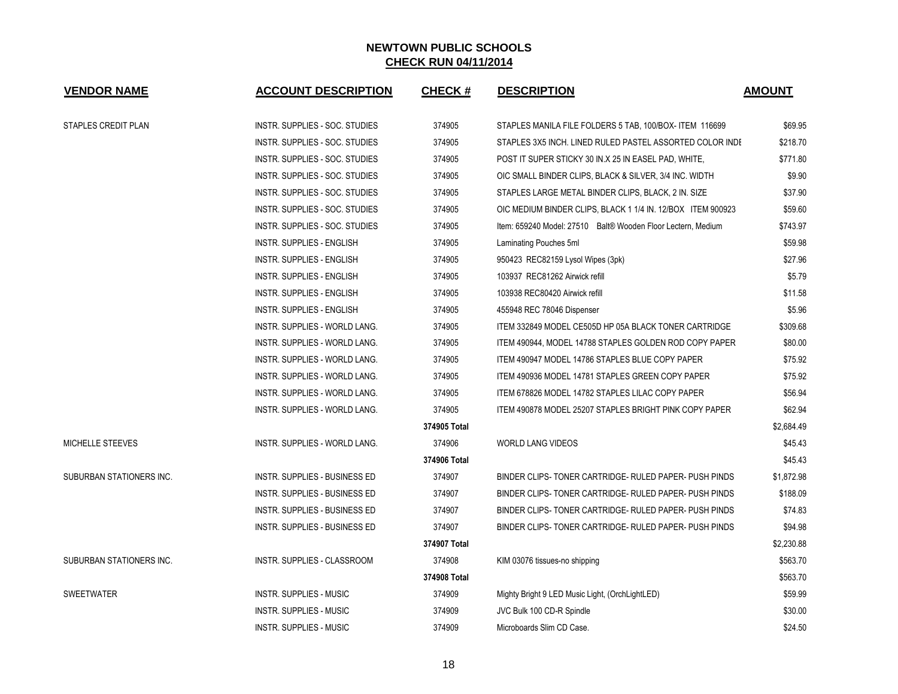**NEWTOWN PUBLIC SCHOOLS**
**CHECK RUN 04/11/2014**

| VENDOR NAME | ACCOUNT DESCRIPTION | CHECK # | DESCRIPTION | AMOUNT |
|---|---|---|---|---|
| STAPLES CREDIT PLAN | INSTR. SUPPLIES - SOC. STUDIES | 374905 | STAPLES MANILA FILE FOLDERS 5 TAB, 100/BOX- ITEM 116699 | $69.95 |
| | INSTR. SUPPLIES - SOC. STUDIES | 374905 | STAPLES 3X5 INCH. LINED RULED PASTEL ASSORTED COLOR INDE | $218.70 |
| | INSTR. SUPPLIES - SOC. STUDIES | 374905 | POST IT SUPER STICKY 30 IN.X 25 IN EASEL PAD, WHITE, | $771.80 |
| | INSTR. SUPPLIES - SOC. STUDIES | 374905 | OIC SMALL BINDER CLIPS, BLACK & SILVER, 3/4 INC. WIDTH | $9.90 |
| | INSTR. SUPPLIES - SOC. STUDIES | 374905 | STAPLES LARGE METAL BINDER CLIPS, BLACK, 2 IN. SIZE | $37.90 |
| | INSTR. SUPPLIES - SOC. STUDIES | 374905 | OIC MEDIUM BINDER CLIPS, BLACK 1 1/4 IN. 12/BOX ITEM 900923 | $59.60 |
| | INSTR. SUPPLIES - SOC. STUDIES | 374905 | Item: 659240 Model: 27510 Balt® Wooden Floor Lectern, Medium | $743.97 |
| | INSTR. SUPPLIES - ENGLISH | 374905 | Laminating Pouches 5ml | $59.98 |
| | INSTR. SUPPLIES - ENGLISH | 374905 | 950423 REC82159 Lysol Wipes (3pk) | $27.96 |
| | INSTR. SUPPLIES - ENGLISH | 374905 | 103937 REC81262 Airwick refill | $5.79 |
| | INSTR. SUPPLIES - ENGLISH | 374905 | 103938 REC80420 Airwick refill | $11.58 |
| | INSTR. SUPPLIES - ENGLISH | 374905 | 455948 REC 78046 Dispenser | $5.96 |
| | INSTR. SUPPLIES - WORLD LANG. | 374905 | ITEM 332849 MODEL CE505D HP 05A BLACK TONER CARTRIDGE | $309.68 |
| | INSTR. SUPPLIES - WORLD LANG. | 374905 | ITEM 490944, MODEL 14788 STAPLES GOLDEN ROD COPY PAPER | $80.00 |
| | INSTR. SUPPLIES - WORLD LANG. | 374905 | ITEM 490947 MODEL 14786 STAPLES BLUE COPY PAPER | $75.92 |
| | INSTR. SUPPLIES - WORLD LANG. | 374905 | ITEM 490936 MODEL 14781 STAPLES GREEN COPY PAPER | $75.92 |
| | INSTR. SUPPLIES - WORLD LANG. | 374905 | ITEM 678826 MODEL 14782 STAPLES LILAC COPY PAPER | $56.94 |
| | INSTR. SUPPLIES - WORLD LANG. | 374905 | ITEM 490878 MODEL 25207 STAPLES BRIGHT PINK COPY PAPER | $62.94 |
| | | **374905 Total** | | $2,684.49 |
| MICHELLE STEEVES | INSTR. SUPPLIES - WORLD LANG. | 374906 | WORLD LANG VIDEOS | $45.43 |
| | | **374906 Total** | | $45.43 |
| SUBURBAN STATIONERS INC. | INSTR. SUPPLIES - BUSINESS ED | 374907 | BINDER CLIPS- TONER CARTRIDGE- RULED PAPER- PUSH PINDS | $1,872.98 |
| | INSTR. SUPPLIES - BUSINESS ED | 374907 | BINDER CLIPS- TONER CARTRIDGE- RULED PAPER- PUSH PINDS | $188.09 |
| | INSTR. SUPPLIES - BUSINESS ED | 374907 | BINDER CLIPS- TONER CARTRIDGE- RULED PAPER- PUSH PINDS | $74.83 |
| | INSTR. SUPPLIES - BUSINESS ED | 374907 | BINDER CLIPS- TONER CARTRIDGE- RULED PAPER- PUSH PINDS | $94.98 |
| | | **374907 Total** | | $2,230.88 |
| SUBURBAN STATIONERS INC. | INSTR. SUPPLIES - CLASSROOM | 374908 | KIM 03076 tissues-no shipping | $563.70 |
| | | **374908 Total** | | $563.70 |
| SWEETWATER | INSTR. SUPPLIES - MUSIC | 374909 | Mighty Bright 9 LED Music Light, (OrchLightLED) | $59.99 |
| | INSTR. SUPPLIES - MUSIC | 374909 | JVC Bulk 100 CD-R Spindle | $30.00 |
| | INSTR. SUPPLIES - MUSIC | 374909 | Microboards Slim CD Case. | $24.50 |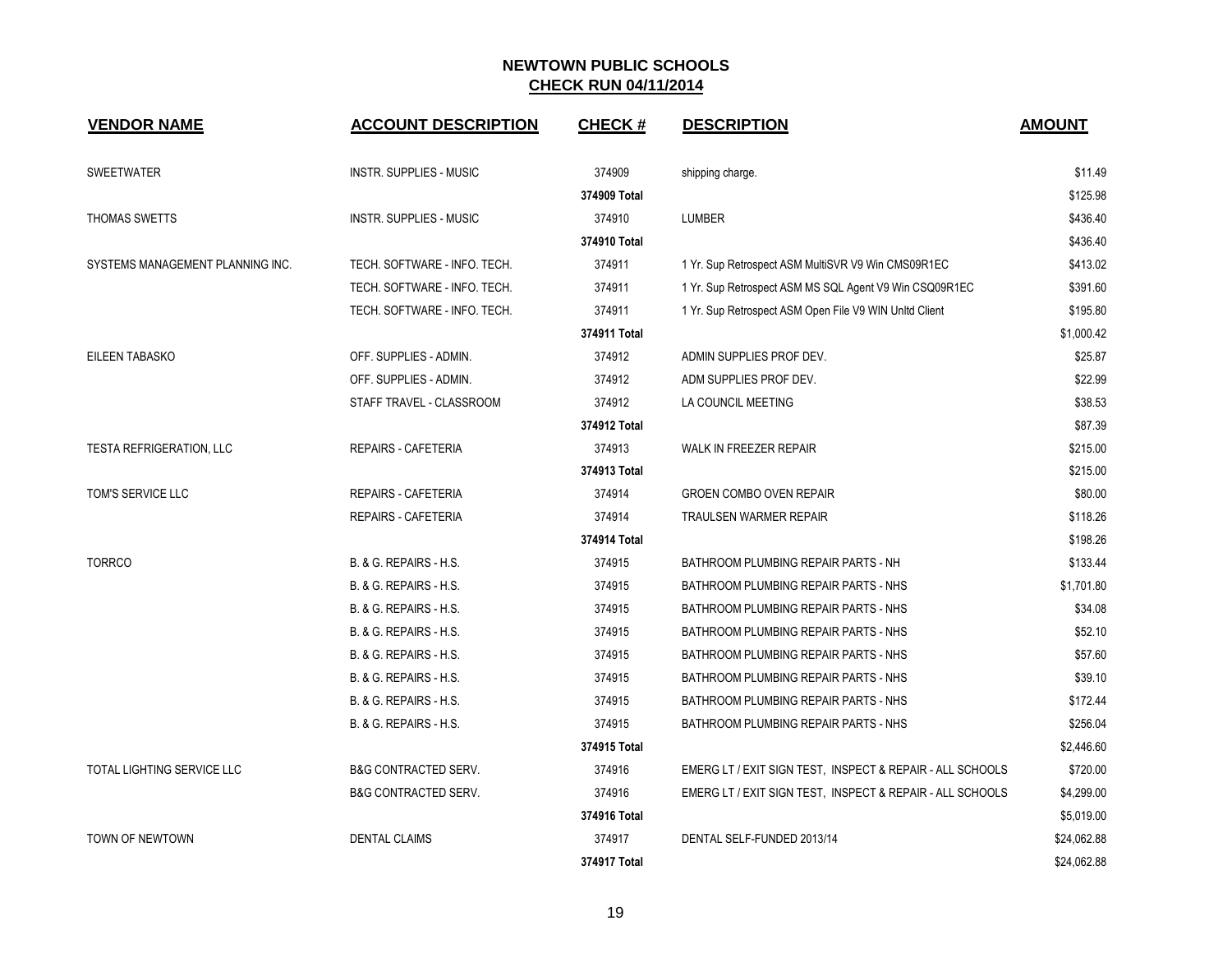# NEWTOWN PUBLIC SCHOOLS
## CHECK RUN 04/11/2014

| VENDOR NAME | ACCOUNT DESCRIPTION | CHECK # | DESCRIPTION | AMOUNT |
|---|---|---|---|---|
| SWEETWATER | INSTR. SUPPLIES - MUSIC | 374909 | shipping charge. | $11.49 |
| | | **374909 Total** | | $125.98 |
| THOMAS SWETTS | INSTR. SUPPLIES - MUSIC | 374910 | LUMBER | $436.40 |
| | | **374910 Total** | | $436.40 |
| SYSTEMS MANAGEMENT PLANNING INC. | TECH. SOFTWARE - INFO. TECH. | 374911 | 1 Yr. Sup Retrospect ASM MultiSVR V9 Win CMS09R1EC | $413.02 |
| | TECH. SOFTWARE - INFO. TECH. | 374911 | 1 Yr. Sup Retrospect ASM MS SQL Agent V9 Win CSQ09R1EC | $391.60 |
| | TECH. SOFTWARE - INFO. TECH. | 374911 | 1 Yr. Sup Retrospect ASM Open File V9 WIN Unltd Client | $195.80 |
| | | **374911 Total** | | $1,000.42 |
| EILEEN TABASKO | OFF. SUPPLIES - ADMIN. | 374912 | ADMIN SUPPLIES PROF DEV. | $25.87 |
| | OFF. SUPPLIES - ADMIN. | 374912 | ADM SUPPLIES PROF DEV. | $22.99 |
| | STAFF TRAVEL - CLASSROOM | 374912 | LA COUNCIL MEETING | $38.53 |
| | | **374912 Total** | | $87.39 |
| TESTA REFRIGERATION, LLC | REPAIRS - CAFETERIA | 374913 | WALK IN FREEZER REPAIR | $215.00 |
| | | **374913 Total** | | $215.00 |
| TOM'S SERVICE LLC | REPAIRS - CAFETERIA | 374914 | GROEN COMBO OVEN REPAIR | $80.00 |
| | REPAIRS - CAFETERIA | 374914 | TRAULSEN WARMER REPAIR | $118.26 |
| | | **374914 Total** | | $198.26 |
| TORRCO | B. & G. REPAIRS - H.S. | 374915 | BATHROOM PLUMBING REPAIR PARTS - NH | $133.44 |
| | B. & G. REPAIRS - H.S. | 374915 | BATHROOM PLUMBING REPAIR PARTS - NHS | $1,701.80 |
| | B. & G. REPAIRS - H.S. | 374915 | BATHROOM PLUMBING REPAIR PARTS - NHS | $34.08 |
| | B. & G. REPAIRS - H.S. | 374915 | BATHROOM PLUMBING REPAIR PARTS - NHS | $52.10 |
| | B. & G. REPAIRS - H.S. | 374915 | BATHROOM PLUMBING REPAIR PARTS - NHS | $57.60 |
| | B. & G. REPAIRS - H.S. | 374915 | BATHROOM PLUMBING REPAIR PARTS - NHS | $39.10 |
| | B. & G. REPAIRS - H.S. | 374915 | BATHROOM PLUMBING REPAIR PARTS - NHS | $172.44 |
| | B. & G. REPAIRS - H.S. | 374915 | BATHROOM PLUMBING REPAIR PARTS - NHS | $256.04 |
| | | **374915 Total** | | $2,446.60 |
| TOTAL LIGHTING SERVICE LLC | B&G CONTRACTED SERV. | 374916 | EMERG LT / EXIT SIGN TEST, INSPECT & REPAIR - ALL SCHOOLS | $720.00 |
| | B&G CONTRACTED SERV. | 374916 | EMERG LT / EXIT SIGN TEST, INSPECT & REPAIR - ALL SCHOOLS | $4,299.00 |
| | | **374916 Total** | | $5,019.00 |
| TOWN OF NEWTOWN | DENTAL CLAIMS | 374917 | DENTAL SELF-FUNDED 2013/14 | $24,062.88 |
| | | **374917 Total** | | $24,062.88 |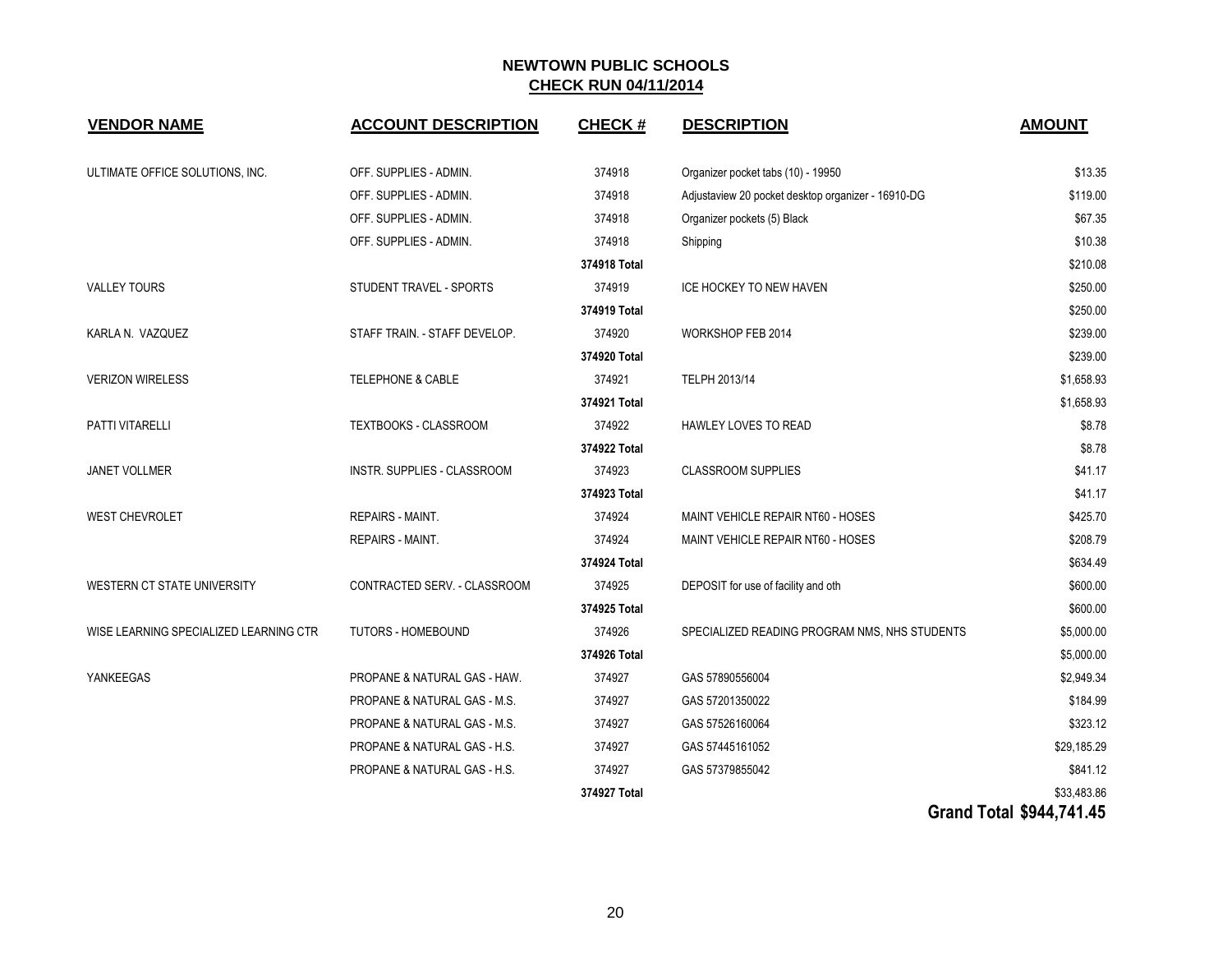## NEWTOWN PUBLIC SCHOOLS
## CHECK RUN 04/11/2014

| VENDOR NAME | ACCOUNT DESCRIPTION | CHECK # | DESCRIPTION | AMOUNT |
|---|---|---|---|---|
| ULTIMATE OFFICE SOLUTIONS, INC. | OFF. SUPPLIES - ADMIN. | 374918 | Organizer pocket tabs (10) - 19950 | $13.35 |
| | OFF. SUPPLIES - ADMIN. | 374918 | Adjustaview 20 pocket desktop organizer - 16910-DG | $119.00 |
| | OFF. SUPPLIES - ADMIN. | 374918 | Organizer pockets (5) Black | $67.35 |
| | OFF. SUPPLIES - ADMIN. | 374918 | Shipping | $10.38 |
| | | **374918 Total** | | $210.08 |
| VALLEY TOURS | STUDENT TRAVEL - SPORTS | 374919 | ICE HOCKEY TO NEW HAVEN | $250.00 |
| | | **374919 Total** | | $250.00 |
| KARLA N. VAZQUEZ | STAFF TRAIN. - STAFF DEVELOP. | 374920 | WORKSHOP FEB 2014 | $239.00 |
| | | **374920 Total** | | $239.00 |
| VERIZON WIRELESS | TELEPHONE & CABLE | 374921 | TELPH 2013/14 | $1,658.93 |
| | | **374921 Total** | | $1,658.93 |
| PATTI VITARELLI | TEXTBOOKS - CLASSROOM | 374922 | HAWLEY LOVES TO READ | $8.78 |
| | | **374922 Total** | | $8.78 |
| JANET VOLLMER | INSTR. SUPPLIES - CLASSROOM | 374923 | CLASSROOM SUPPLIES | $41.17 |
| | | **374923 Total** | | $41.17 |
| WEST CHEVROLET | REPAIRS - MAINT. | 374924 | MAINT VEHICLE REPAIR NT60 - HOSES | $425.70 |
| | REPAIRS - MAINT. | 374924 | MAINT VEHICLE REPAIR NT60 - HOSES | $208.79 |
| | | **374924 Total** | | $634.49 |
| WESTERN CT STATE UNIVERSITY | CONTRACTED SERV. - CLASSROOM | 374925 | DEPOSIT for use of facility and oth | $600.00 |
| | | **374925 Total** | | $600.00 |
| WISE LEARNING SPECIALIZED LEARNING CTR | TUTORS - HOMEBOUND | 374926 | SPECIALIZED READING PROGRAM NMS, NHS STUDENTS | $5,000.00 |
| | | **374926 Total** | | $5,000.00 |
| YANKEEGAS | PROPANE & NATURAL GAS - HAW. | 374927 | GAS 57890556004 | $2,949.34 |
| | PROPANE & NATURAL GAS - M.S. | 374927 | GAS 57201350022 | $184.99 |
| | PROPANE & NATURAL GAS - M.S. | 374927 | GAS 57526160064 | $323.12 |
| | PROPANE & NATURAL GAS - H.S. | 374927 | GAS 57445161052 | $29,185.29 |
| | PROPANE & NATURAL GAS - H.S. | 374927 | GAS 57379855042 | $841.12 |
| | | **374927 Total** | | $33,483.86 |
| | | | **Grand Total** | **$944,741.45** |